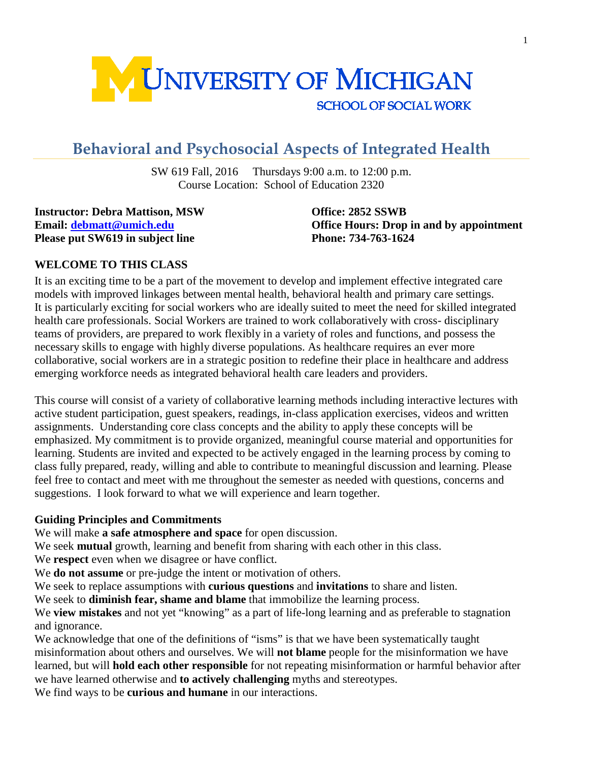UNIVERSITY OF MICHIGAN
SCHOOL OF SOCIAL WORK

# Behavioral and Psychosocial Aspects of Integrated Health

SW 619 Fall, 2016 Thursdays 9:00 a.m. to 12:00 p.m.
Course Location: School of Education 2320

**Instructor: Debra Mattison, MSW**
**Email: debmatt@umich.edu**
**Please put SW619 in subject line**

**Office: 2852 SSWB**
**Office Hours: Drop in and by appointment**
**Phone: 734-763-1624**

## WELCOME TO THIS CLASS

It is an exciting time to be a part of the movement to develop and implement effective integrated care models with improved linkages between mental health, behavioral health and primary care settings. It is particularly exciting for social workers who are ideally suited to meet the need for skilled integrated health care professionals. Social Workers are trained to work collaboratively with cross- disciplinary teams of providers, are prepared to work flexibly in a variety of roles and functions, and possess the necessary skills to engage with highly diverse populations. As healthcare requires an ever more collaborative, social workers are in a strategic position to redefine their place in healthcare and address emerging workforce needs as integrated behavioral health care leaders and providers.

This course will consist of a variety of collaborative learning methods including interactive lectures with active student participation, guest speakers, readings, in-class application exercises, videos and written assignments. Understanding core class concepts and the ability to apply these concepts will be emphasized. My commitment is to provide organized, meaningful course material and opportunities for learning. Students are invited and expected to be actively engaged in the learning process by coming to class fully prepared, ready, willing and able to contribute to meaningful discussion and learning. Please feel free to contact and meet with me throughout the semester as needed with questions, concerns and suggestions. I look forward to what we will experience and learn together.

### Guiding Principles and Commitments

We will make **a safe atmosphere and space** for open discussion.
We seek **mutual** growth, learning and benefit from sharing with each other in this class.
We **respect** even when we disagree or have conflict.
We **do not assume** or pre-judge the intent or motivation of others.
We seek to replace assumptions with **curious questions** and **invitations** to share and listen.
We seek to **diminish fear, shame and blame** that immobilize the learning process.
We **view mistakes** and not yet "knowing" as a part of life-long learning and as preferable to stagnation and ignorance.
We acknowledge that one of the definitions of "isms" is that we have been systematically taught misinformation about others and ourselves. We will **not blame** people for the misinformation we have learned, but will **hold each other responsible** for not repeating misinformation or harmful behavior after we have learned otherwise and **to actively challenging** myths and stereotypes.
We find ways to be **curious and humane** in our interactions.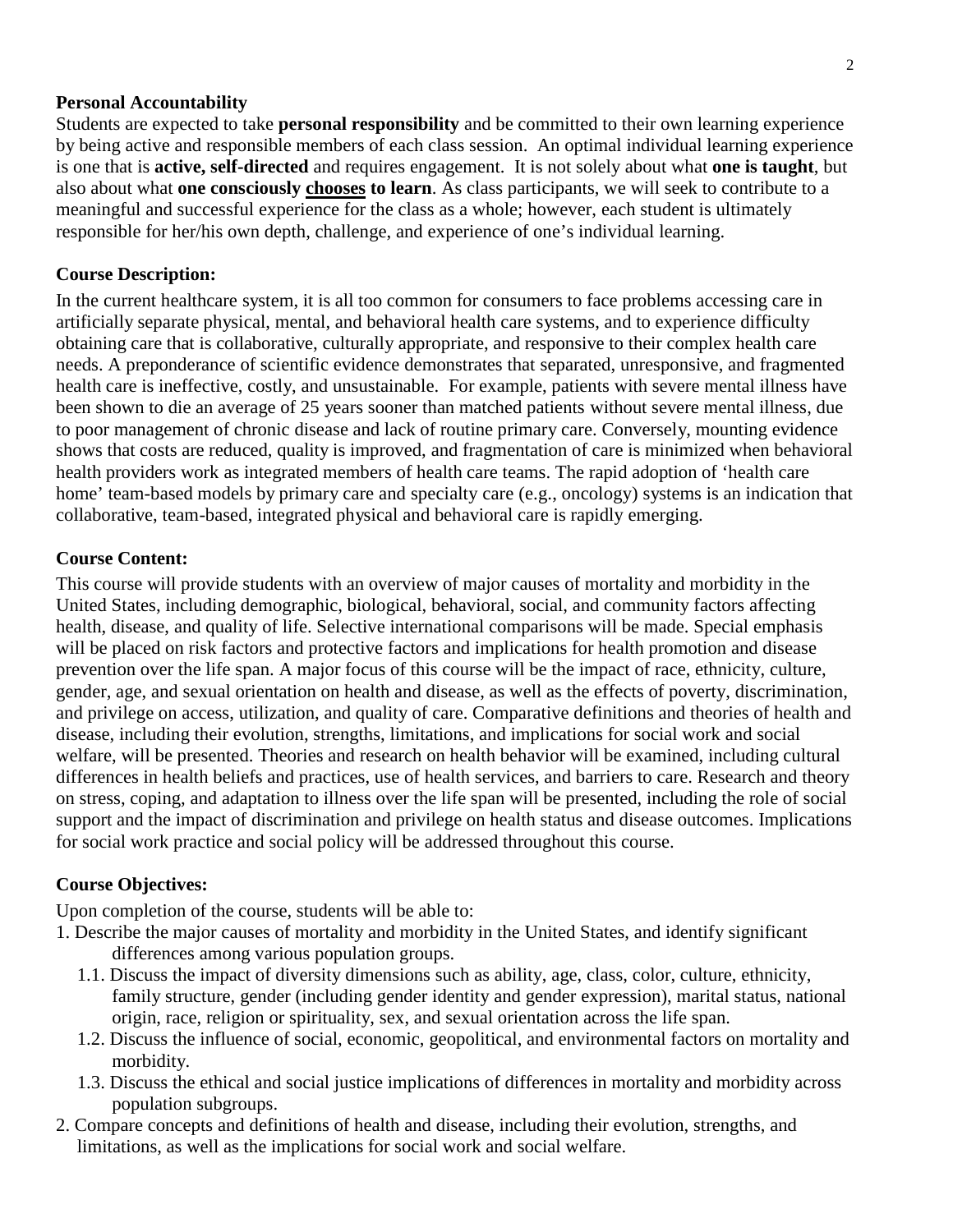**Personal Accountability**

Students are expected to take **personal responsibility** and be committed to their own learning experience by being active and responsible members of each class session. An optimal individual learning experience is one that is **active, self-directed** and requires engagement. It is not solely about what **one is taught**, but also about what **one consciously <u>chooses</u> to learn**. As class participants, we will seek to contribute to a meaningful and successful experience for the class as a whole; however, each student is ultimately responsible for her/his own depth, challenge, and experience of one's individual learning.

**Course Description:**

In the current healthcare system, it is all too common for consumers to face problems accessing care in artificially separate physical, mental, and behavioral health care systems, and to experience difficulty obtaining care that is collaborative, culturally appropriate, and responsive to their complex health care needs. A preponderance of scientific evidence demonstrates that separated, unresponsive, and fragmented health care is ineffective, costly, and unsustainable. For example, patients with severe mental illness have been shown to die an average of 25 years sooner than matched patients without severe mental illness, due to poor management of chronic disease and lack of routine primary care. Conversely, mounting evidence shows that costs are reduced, quality is improved, and fragmentation of care is minimized when behavioral health providers work as integrated members of health care teams. The rapid adoption of 'health care home' team-based models by primary care and specialty care (e.g., oncology) systems is an indication that collaborative, team-based, integrated physical and behavioral care is rapidly emerging.

**Course Content:**

This course will provide students with an overview of major causes of mortality and morbidity in the United States, including demographic, biological, behavioral, social, and community factors affecting health, disease, and quality of life. Selective international comparisons will be made. Special emphasis will be placed on risk factors and protective factors and implications for health promotion and disease prevention over the life span. A major focus of this course will be the impact of race, ethnicity, culture, gender, age, and sexual orientation on health and disease, as well as the effects of poverty, discrimination, and privilege on access, utilization, and quality of care. Comparative definitions and theories of health and disease, including their evolution, strengths, limitations, and implications for social work and social welfare, will be presented. Theories and research on health behavior will be examined, including cultural differences in health beliefs and practices, use of health services, and barriers to care. Research and theory on stress, coping, and adaptation to illness over the life span will be presented, including the role of social support and the impact of discrimination and privilege on health status and disease outcomes. Implications for social work practice and social policy will be addressed throughout this course.

**Course Objectives:**

Upon completion of the course, students will be able to:

1. Describe the major causes of mortality and morbidity in the United States, and identify significant differences among various population groups.
    1.1. Discuss the impact of diversity dimensions such as ability, age, class, color, culture, ethnicity, family structure, gender (including gender identity and gender expression), marital status, national origin, race, religion or spirituality, sex, and sexual orientation across the life span.
    1.2. Discuss the influence of social, economic, geopolitical, and environmental factors on mortality and morbidity.
    1.3. Discuss the ethical and social justice implications of differences in mortality and morbidity across population subgroups.
2. Compare concepts and definitions of health and disease, including their evolution, strengths, and limitations, as well as the implications for social work and social welfare.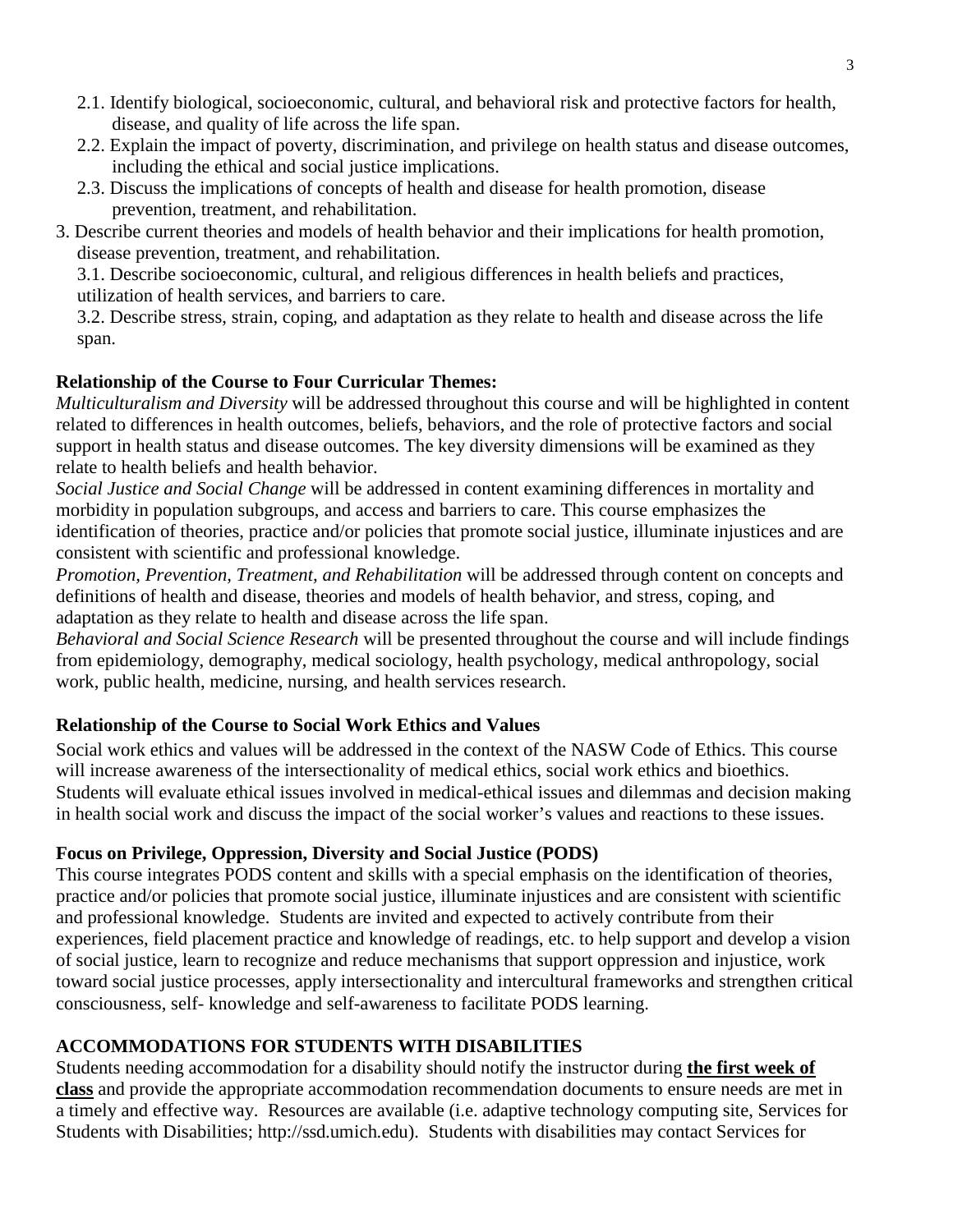2.1. Identify biological, socioeconomic, cultural, and behavioral risk and protective factors for health, disease, and quality of life across the life span.

2.2. Explain the impact of poverty, discrimination, and privilege on health status and disease outcomes, including the ethical and social justice implications.

2.3. Discuss the implications of concepts of health and disease for health promotion, disease prevention, treatment, and rehabilitation.

3. Describe current theories and models of health behavior and their implications for health promotion, disease prevention, treatment, and rehabilitation.

3.1. Describe socioeconomic, cultural, and religious differences in health beliefs and practices, utilization of health services, and barriers to care.

3.2. Describe stress, strain, coping, and adaptation as they relate to health and disease across the life span.

**Relationship of the Course to Four Curricular Themes:**

*Multiculturalism and Diversity* will be addressed throughout this course and will be highlighted in content related to differences in health outcomes, beliefs, behaviors, and the role of protective factors and social support in health status and disease outcomes. The key diversity dimensions will be examined as they relate to health beliefs and health behavior.

*Social Justice and Social Change* will be addressed in content examining differences in mortality and morbidity in population subgroups, and access and barriers to care. This course emphasizes the identification of theories, practice and/or policies that promote social justice, illuminate injustices and are consistent with scientific and professional knowledge.

*Promotion, Prevention, Treatment, and Rehabilitation* will be addressed through content on concepts and definitions of health and disease, theories and models of health behavior, and stress, coping, and adaptation as they relate to health and disease across the life span.

*Behavioral and Social Science Research* will be presented throughout the course and will include findings from epidemiology, demography, medical sociology, health psychology, medical anthropology, social work, public health, medicine, nursing, and health services research.

**Relationship of the Course to Social Work Ethics and Values**

Social work ethics and values will be addressed in the context of the NASW Code of Ethics. This course will increase awareness of the intersectionality of medical ethics, social work ethics and bioethics. Students will evaluate ethical issues involved in medical-ethical issues and dilemmas and decision making in health social work and discuss the impact of the social worker's values and reactions to these issues.

**Focus on Privilege, Oppression, Diversity and Social Justice (PODS)**

This course integrates PODS content and skills with a special emphasis on the identification of theories, practice and/or policies that promote social justice, illuminate injustices and are consistent with scientific and professional knowledge. Students are invited and expected to actively contribute from their experiences, field placement practice and knowledge of readings, etc. to help support and develop a vision of social justice, learn to recognize and reduce mechanisms that support oppression and injustice, work toward social justice processes, apply intersectionality and intercultural frameworks and strengthen critical consciousness, self- knowledge and self-awareness to facilitate PODS learning.

**ACCOMMODATIONS FOR STUDENTS WITH DISABILITIES**

Students needing accommodation for a disability should notify the instructor during **the first week of class** and provide the appropriate accommodation recommendation documents to ensure needs are met in a timely and effective way. Resources are available (i.e. adaptive technology computing site, Services for Students with Disabilities; http://ssd.umich.edu). Students with disabilities may contact Services for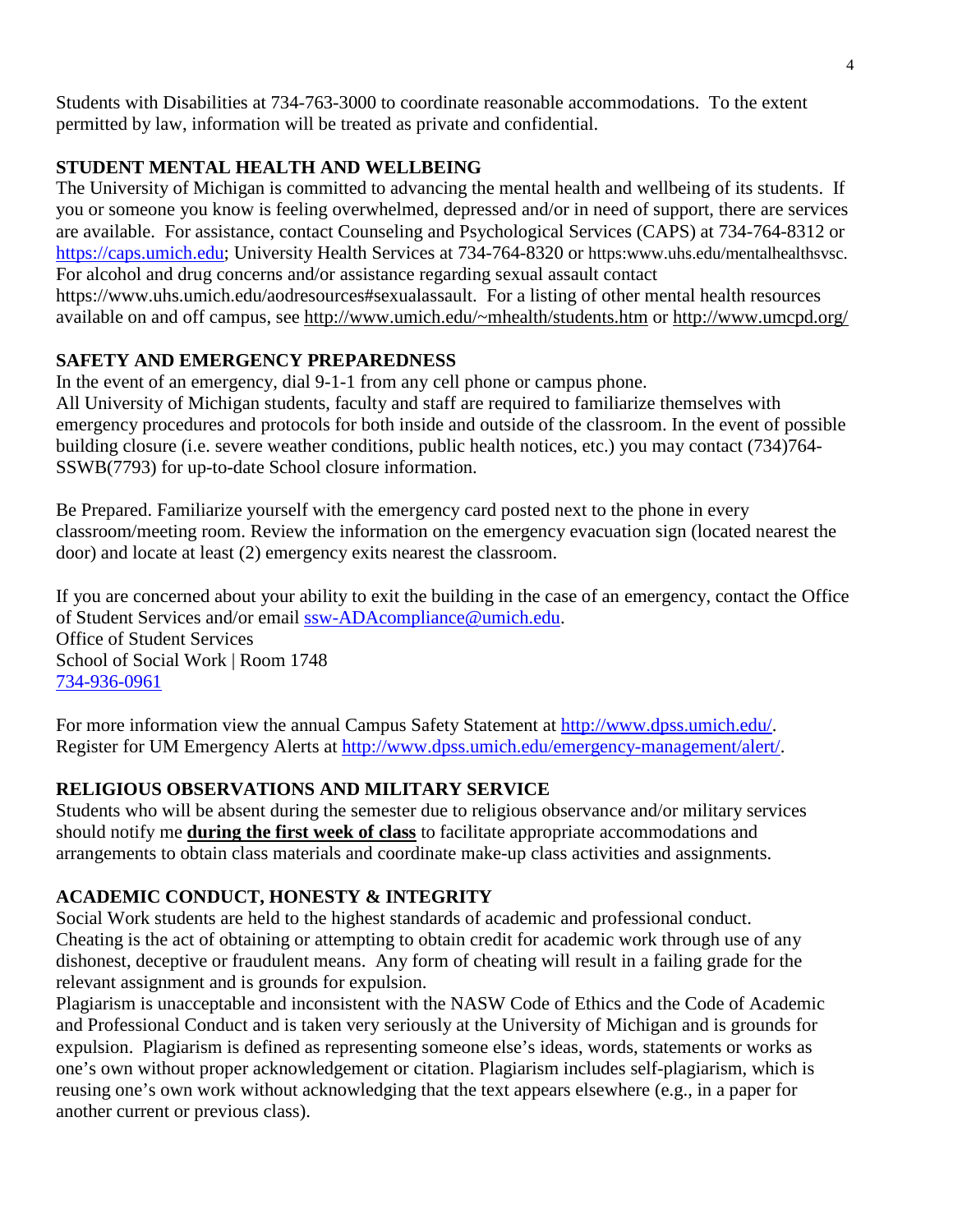Students with Disabilities at 734-763-3000 to coordinate reasonable accommodations. To the extent permitted by law, information will be treated as private and confidential.

**STUDENT MENTAL HEALTH AND WELLBEING**

The University of Michigan is committed to advancing the mental health and wellbeing of its students. If you or someone you know is feeling overwhelmed, depressed and/or in need of support, there are services are available. For assistance, contact Counseling and Psychological Services (CAPS) at 734-764-8312 or https://caps.umich.edu; University Health Services at 734-764-8320 or https:www.uhs.edu/mentalhealthsvsc. For alcohol and drug concerns and/or assistance regarding sexual assault contact https://www.uhs.umich.edu/aodresources#sexualassault. For a listing of other mental health resources available on and off campus, see http://www.umich.edu/~mhealth/students.htm or http://www.umcpd.org/

**SAFETY AND EMERGENCY PREPAREDNESS**

In the event of an emergency, dial 9-1-1 from any cell phone or campus phone.
All University of Michigan students, faculty and staff are required to familiarize themselves with emergency procedures and protocols for both inside and outside of the classroom. In the event of possible building closure (i.e. severe weather conditions, public health notices, etc.) you may contact (734)764-SSWB(7793) for up-to-date School closure information.

Be Prepared. Familiarize yourself with the emergency card posted next to the phone in every classroom/meeting room. Review the information on the emergency evacuation sign (located nearest the door) and locate at least (2) emergency exits nearest the classroom.

If you are concerned about your ability to exit the building in the case of an emergency, contact the Office of Student Services and/or email ssw-ADAcompliance@umich.edu.
Office of Student Services
School of Social Work | Room 1748
734-936-0961

For more information view the annual Campus Safety Statement at http://www.dpss.umich.edu/.
Register for UM Emergency Alerts at http://www.dpss.umich.edu/emergency-management/alert/.

**RELIGIOUS OBSERVATIONS AND MILITARY SERVICE**

Students who will be absent during the semester due to religious observance and/or military services should notify me **<u>during the first week of class</u>** to facilitate appropriate accommodations and arrangements to obtain class materials and coordinate make-up class activities and assignments.

**ACADEMIC CONDUCT, HONESTY & INTEGRITY**

Social Work students are held to the highest standards of academic and professional conduct. Cheating is the act of obtaining or attempting to obtain credit for academic work through use of any dishonest, deceptive or fraudulent means. Any form of cheating will result in a failing grade for the relevant assignment and is grounds for expulsion.
Plagiarism is unacceptable and inconsistent with the NASW Code of Ethics and the Code of Academic and Professional Conduct and is taken very seriously at the University of Michigan and is grounds for expulsion. Plagiarism is defined as representing someone else's ideas, words, statements or works as one's own without proper acknowledgement or citation. Plagiarism includes self-plagiarism, which is reusing one's own work without acknowledging that the text appears elsewhere (e.g., in a paper for another current or previous class).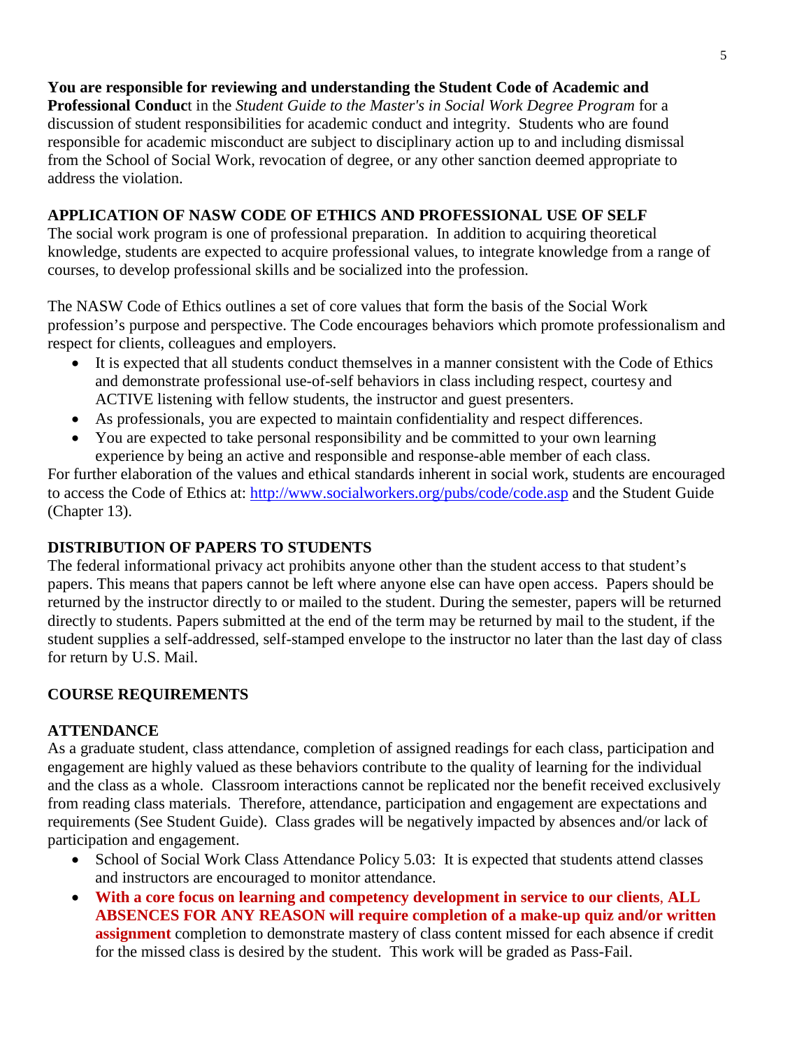**You are responsible for reviewing and understanding the Student Code of Academic and Professional Conduc**t in the *Student Guide to the Master's in Social Work Degree Program* for a discussion of student responsibilities for academic conduct and integrity. Students who are found responsible for academic misconduct are subject to disciplinary action up to and including dismissal from the School of Social Work, revocation of degree, or any other sanction deemed appropriate to address the violation.

## APPLICATION OF NASW CODE OF ETHICS AND PROFESSIONAL USE OF SELF

The social work program is one of professional preparation. In addition to acquiring theoretical knowledge, students are expected to acquire professional values, to integrate knowledge from a range of courses, to develop professional skills and be socialized into the profession.

The NASW Code of Ethics outlines a set of core values that form the basis of the Social Work profession's purpose and perspective. The Code encourages behaviors which promote professionalism and respect for clients, colleagues and employers.

- It is expected that all students conduct themselves in a manner consistent with the Code of Ethics and demonstrate professional use-of-self behaviors in class including respect, courtesy and ACTIVE listening with fellow students, the instructor and guest presenters.
- As professionals, you are expected to maintain confidentiality and respect differences.
- You are expected to take personal responsibility and be committed to your own learning experience by being an active and responsible and response-able member of each class.

For further elaboration of the values and ethical standards inherent in social work, students are encouraged to access the Code of Ethics at: [http://www.socialworkers.org/pubs/code/code.asp](http://www.socialworkers.org/pubs/code/code.asp) and the Student Guide (Chapter 13).

## DISTRIBUTION OF PAPERS TO STUDENTS

The federal informational privacy act prohibits anyone other than the student access to that student's papers. This means that papers cannot be left where anyone else can have open access. Papers should be returned by the instructor directly to or mailed to the student. During the semester, papers will be returned directly to students. Papers submitted at the end of the term may be returned by mail to the student, if the student supplies a self-addressed, self-stamped envelope to the instructor no later than the last day of class for return by U.S. Mail.

## COURSE REQUIREMENTS

## ATTENDANCE

As a graduate student, class attendance, completion of assigned readings for each class, participation and engagement are highly valued as these behaviors contribute to the quality of learning for the individual and the class as a whole. Classroom interactions cannot be replicated nor the benefit received exclusively from reading class materials. Therefore, attendance, participation and engagement are expectations and requirements (See Student Guide). Class grades will be negatively impacted by absences and/or lack of participation and engagement.

- School of Social Work Class Attendance Policy 5.03: It is expected that students attend classes and instructors are encouraged to monitor attendance.
- **With a core focus on learning and competency development in service to our clients**, **ALL ABSENCES FOR ANY REASON will require completion of a make-up quiz and/or written assignment** completion to demonstrate mastery of class content missed for each absence if credit for the missed class is desired by the student. This work will be graded as Pass-Fail.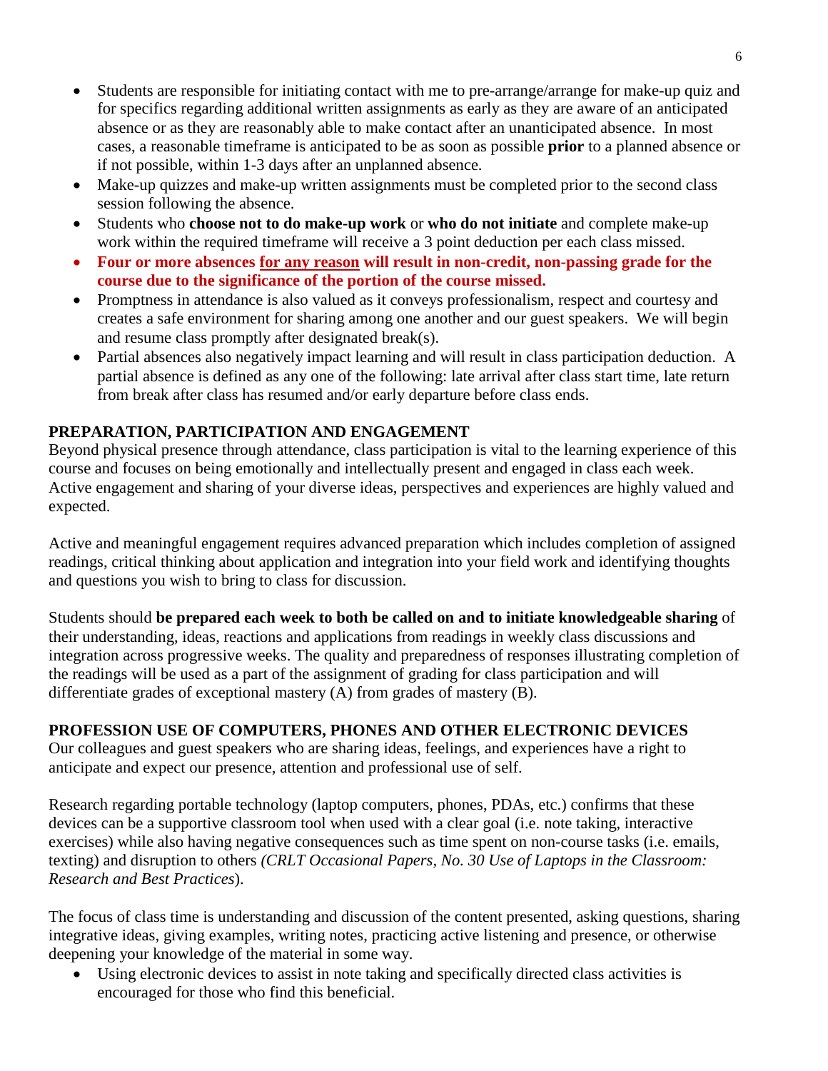- Students are responsible for initiating contact with me to pre-arrange/arrange for make-up quiz and for specifics regarding additional written assignments as early as they are aware of an anticipated absence or as they are reasonably able to make contact after an unanticipated absence. In most cases, a reasonable timeframe is anticipated to be as soon as possible **prior** to a planned absence or if not possible, within 1-3 days after an unplanned absence.
- Make-up quizzes and make-up written assignments must be completed prior to the second class session following the absence.
- Students who **choose not to do make-up work** or **who do not initiate** and complete make-up work within the required timeframe will receive a 3 point deduction per each class missed.
- **Four or more absences <u>for any reason</u> will result in non-credit, non-passing grade for the course due to the significance of the portion of the course missed.**
- Promptness in attendance is also valued as it conveys professionalism, respect and courtesy and creates a safe environment for sharing among one another and our guest speakers. We will begin and resume class promptly after designated break(s).
- Partial absences also negatively impact learning and will result in class participation deduction. A partial absence is defined as any one of the following: late arrival after class start time, late return from break after class has resumed and/or early departure before class ends.

## PREPARATION, PARTICIPATION AND ENGAGEMENT

Beyond physical presence through attendance, class participation is vital to the learning experience of this course and focuses on being emotionally and intellectually present and engaged in class each week. Active engagement and sharing of your diverse ideas, perspectives and experiences are highly valued and expected.

Active and meaningful engagement requires advanced preparation which includes completion of assigned readings, critical thinking about application and integration into your field work and identifying thoughts and questions you wish to bring to class for discussion.

Students should **be prepared each week to both be called on and to initiate knowledgeable sharing** of their understanding, ideas, reactions and applications from readings in weekly class discussions and integration across progressive weeks. The quality and preparedness of responses illustrating completion of the readings will be used as a part of the assignment of grading for class participation and will differentiate grades of exceptional mastery (A) from grades of mastery (B).

## PROFESSION USE OF COMPUTERS, PHONES AND OTHER ELECTRONIC DEVICES

Our colleagues and guest speakers who are sharing ideas, feelings, and experiences have a right to anticipate and expect our presence, attention and professional use of self.

Research regarding portable technology (laptop computers, phones, PDAs, etc.) confirms that these devices can be a supportive classroom tool when used with a clear goal (i.e. note taking, interactive exercises) while also having negative consequences such as time spent on non-course tasks (i.e. emails, texting) and disruption to others *(CRLT Occasional Papers, No. 30 Use of Laptops in the Classroom: Research and Best Practices*).

The focus of class time is understanding and discussion of the content presented, asking questions, sharing integrative ideas, giving examples, writing notes, practicing active listening and presence, or otherwise deepening your knowledge of the material in some way.

- Using electronic devices to assist in note taking and specifically directed class activities is encouraged for those who find this beneficial.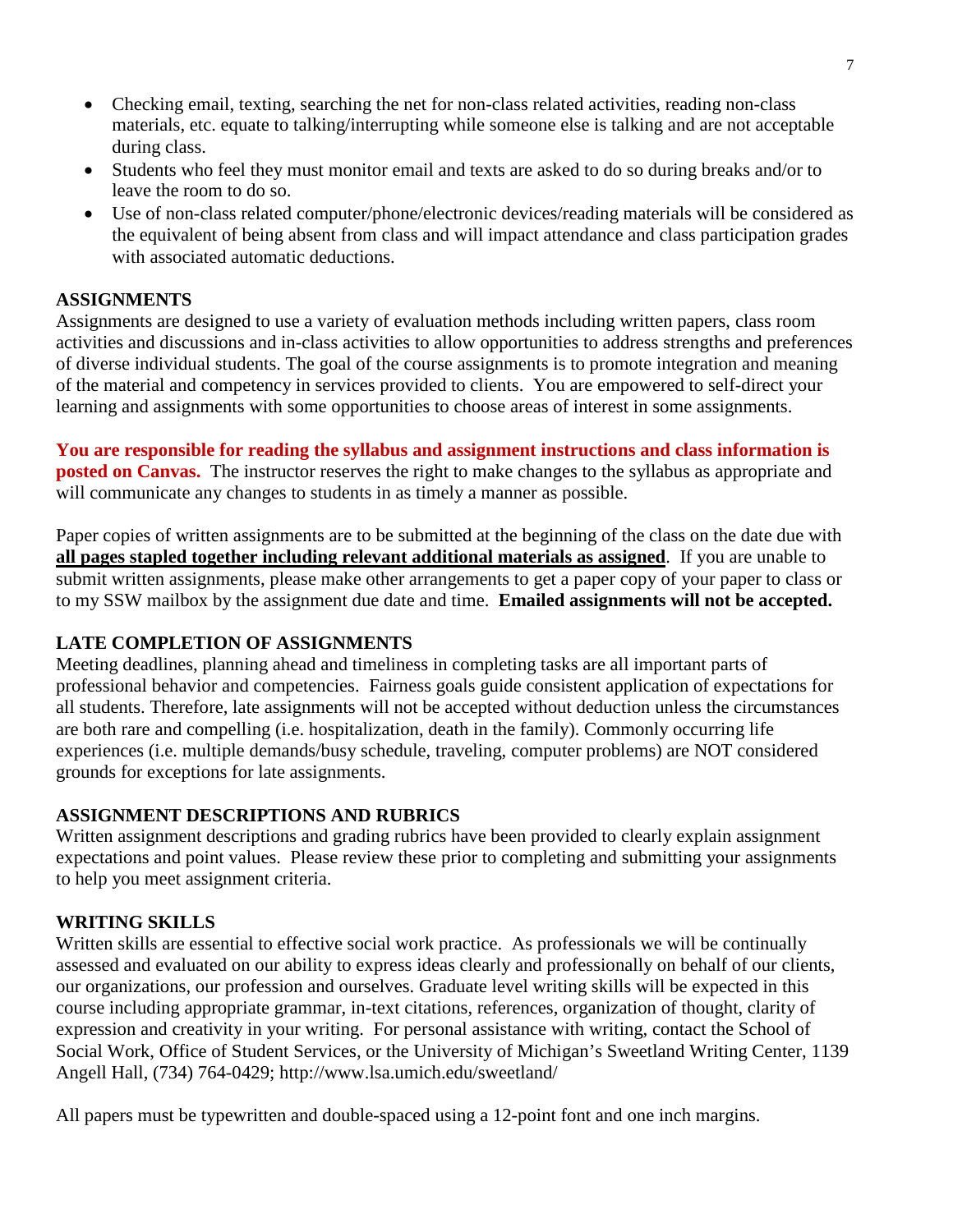- Checking email, texting, searching the net for non-class related activities, reading non-class materials, etc. equate to talking/interrupting while someone else is talking and are not acceptable during class.
- Students who feel they must monitor email and texts are asked to do so during breaks and/or to leave the room to do so.
- Use of non-class related computer/phone/electronic devices/reading materials will be considered as the equivalent of being absent from class and will impact attendance and class participation grades with associated automatic deductions.

## ASSIGNMENTS

Assignments are designed to use a variety of evaluation methods including written papers, class room activities and discussions and in-class activities to allow opportunities to address strengths and preferences of diverse individual students. The goal of the course assignments is to promote integration and meaning of the material and competency in services provided to clients. You are empowered to self-direct your learning and assignments with some opportunities to choose areas of interest in some assignments.

**You are responsible for reading the syllabus and assignment instructions and class information is posted on Canvas.** The instructor reserves the right to make changes to the syllabus as appropriate and will communicate any changes to students in as timely a manner as possible.

Paper copies of written assignments are to be submitted at the beginning of the class on the date due with **all pages stapled together including relevant additional materials as assigned**. If you are unable to submit written assignments, please make other arrangements to get a paper copy of your paper to class or to my SSW mailbox by the assignment due date and time. **Emailed assignments will not be accepted.**

## LATE COMPLETION OF ASSIGNMENTS

Meeting deadlines, planning ahead and timeliness in completing tasks are all important parts of professional behavior and competencies. Fairness goals guide consistent application of expectations for all students. Therefore, late assignments will not be accepted without deduction unless the circumstances are both rare and compelling (i.e. hospitalization, death in the family). Commonly occurring life experiences (i.e. multiple demands/busy schedule, traveling, computer problems) are NOT considered grounds for exceptions for late assignments.

## ASSIGNMENT DESCRIPTIONS AND RUBRICS

Written assignment descriptions and grading rubrics have been provided to clearly explain assignment expectations and point values. Please review these prior to completing and submitting your assignments to help you meet assignment criteria.

## WRITING SKILLS

Written skills are essential to effective social work practice. As professionals we will be continually assessed and evaluated on our ability to express ideas clearly and professionally on behalf of our clients, our organizations, our profession and ourselves. Graduate level writing skills will be expected in this course including appropriate grammar, in-text citations, references, organization of thought, clarity of expression and creativity in your writing. For personal assistance with writing, contact the School of Social Work, Office of Student Services, or the University of Michigan's Sweetland Writing Center, 1139 Angell Hall, (734) 764-0429; http://www.lsa.umich.edu/sweetland/

All papers must be typewritten and double-spaced using a 12-point font and one inch margins.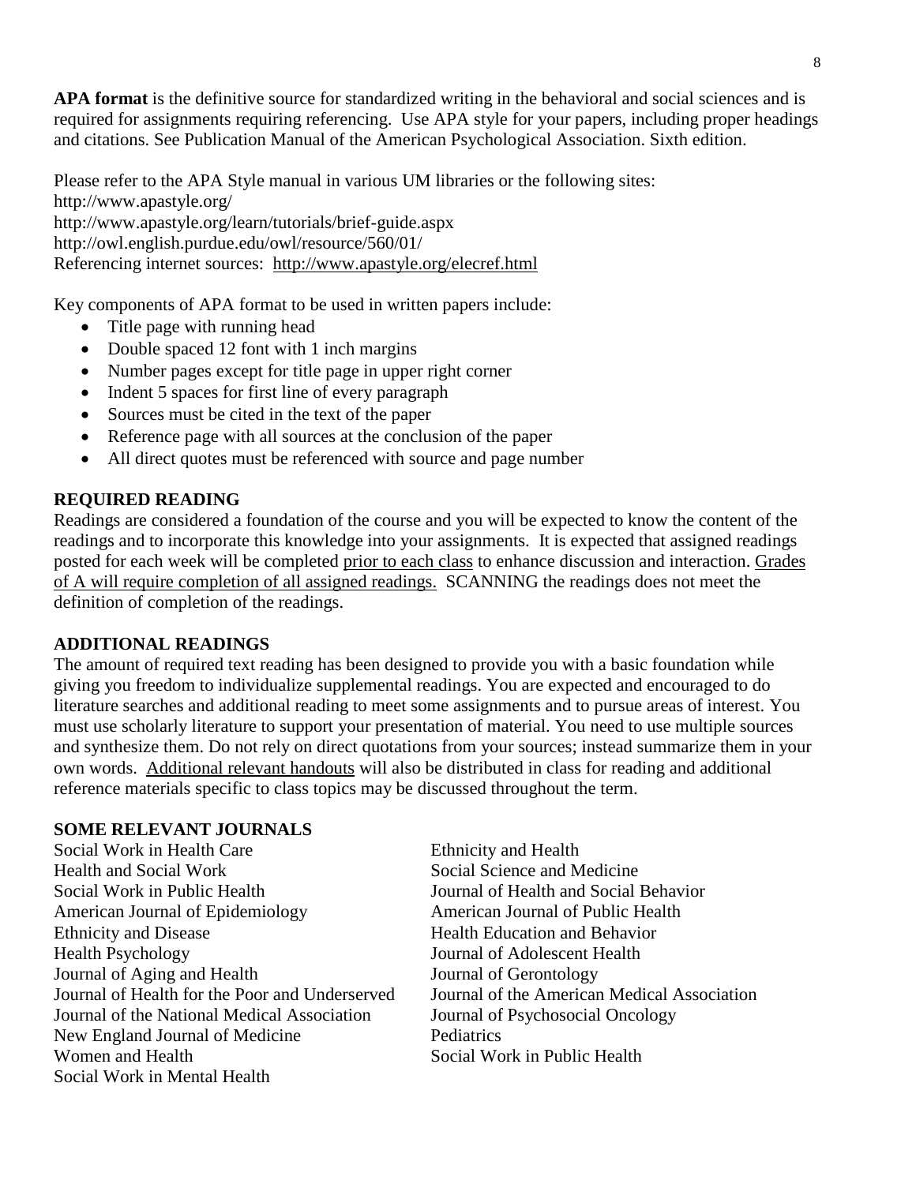**APA format** is the definitive source for standardized writing in the behavioral and social sciences and is required for assignments requiring referencing. Use APA style for your papers, including proper headings and citations. See Publication Manual of the American Psychological Association. Sixth edition.

Please refer to the APA Style manual in various UM libraries or the following sites:
http://www.apastyle.org/
http://www.apastyle.org/learn/tutorials/brief-guide.aspx
http://owl.english.purdue.edu/owl/resource/560/01/
Referencing internet sources: http://www.apastyle.org/elecref.html

Key components of APA format to be used in written papers include:

- Title page with running head
- Double spaced 12 font with 1 inch margins
- Number pages except for title page in upper right corner
- Indent 5 spaces for first line of every paragraph
- Sources must be cited in the text of the paper
- Reference page with all sources at the conclusion of the paper
- All direct quotes must be referenced with source and page number

## REQUIRED READING

Readings are considered a foundation of the course and you will be expected to know the content of the readings and to incorporate this knowledge into your assignments. It is expected that assigned readings posted for each week will be completed prior to each class to enhance discussion and interaction. Grades of A will require completion of all assigned readings. SCANNING the readings does not meet the definition of completion of the readings.

## ADDITIONAL READINGS

The amount of required text reading has been designed to provide you with a basic foundation while giving you freedom to individualize supplemental readings. You are expected and encouraged to do literature searches and additional reading to meet some assignments and to pursue areas of interest. You must use scholarly literature to support your presentation of material. You need to use multiple sources and synthesize them. Do not rely on direct quotations from your sources; instead summarize them in your own words. Additional relevant handouts will also be distributed in class for reading and additional reference materials specific to class topics may be discussed throughout the term.

## SOME RELEVANT JOURNALS

Social Work in Health Care
Health and Social Work
Social Work in Public Health
American Journal of Epidemiology
Ethnicity and Disease
Health Psychology
Journal of Aging and Health
Journal of Health for the Poor and Underserved
Journal of the National Medical Association
New England Journal of Medicine
Women and Health
Social Work in Mental Health
Ethnicity and Health
Social Science and Medicine
Journal of Health and Social Behavior
American Journal of Public Health
Health Education and Behavior
Journal of Adolescent Health
Journal of Gerontology
Journal of the American Medical Association
Journal of Psychosocial Oncology
Pediatrics
Social Work in Public Health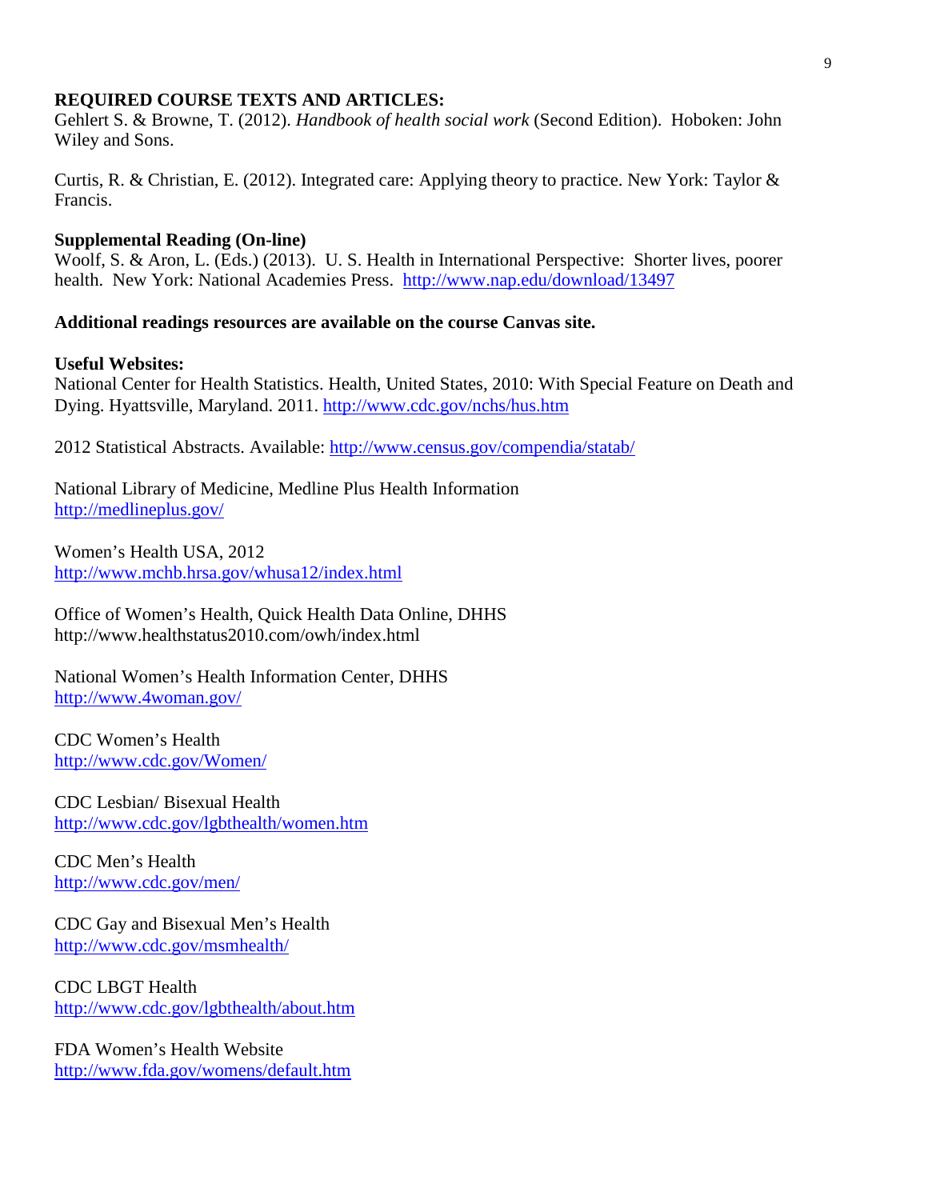**REQUIRED COURSE TEXTS AND ARTICLES:**

Gehlert S. & Browne, T. (2012). *Handbook of health social work* (Second Edition). Hoboken: John Wiley and Sons.

Curtis, R. & Christian, E. (2012). Integrated care: Applying theory to practice. New York: Taylor & Francis.

**Supplemental Reading (On-line)**

Woolf, S. & Aron, L. (Eds.) (2013). U. S. Health in International Perspective: Shorter lives, poorer health. New York: National Academies Press. http://www.nap.edu/download/13497

**Additional readings resources are available on the course Canvas site.**

**Useful Websites:**

National Center for Health Statistics. Health, United States, 2010: With Special Feature on Death and Dying. Hyattsville, Maryland. 2011. http://www.cdc.gov/nchs/hus.htm

2012 Statistical Abstracts. Available: http://www.census.gov/compendia/statab/

National Library of Medicine, Medline Plus Health Information
http://medlineplus.gov/

Women's Health USA, 2012
http://www.mchb.hrsa.gov/whusa12/index.html

Office of Women's Health, Quick Health Data Online, DHHS
http://www.healthstatus2010.com/owh/index.html

National Women's Health Information Center, DHHS
http://www.4woman.gov/

CDC Women's Health
http://www.cdc.gov/Women/

CDC Lesbian/ Bisexual Health
http://www.cdc.gov/lgbthealth/women.htm

CDC Men's Health
http://www.cdc.gov/men/

CDC Gay and Bisexual Men's Health
http://www.cdc.gov/msmhealth/

CDC LBGT Health
http://www.cdc.gov/lgbthealth/about.htm

FDA Women's Health Website
http://www.fda.gov/womens/default.htm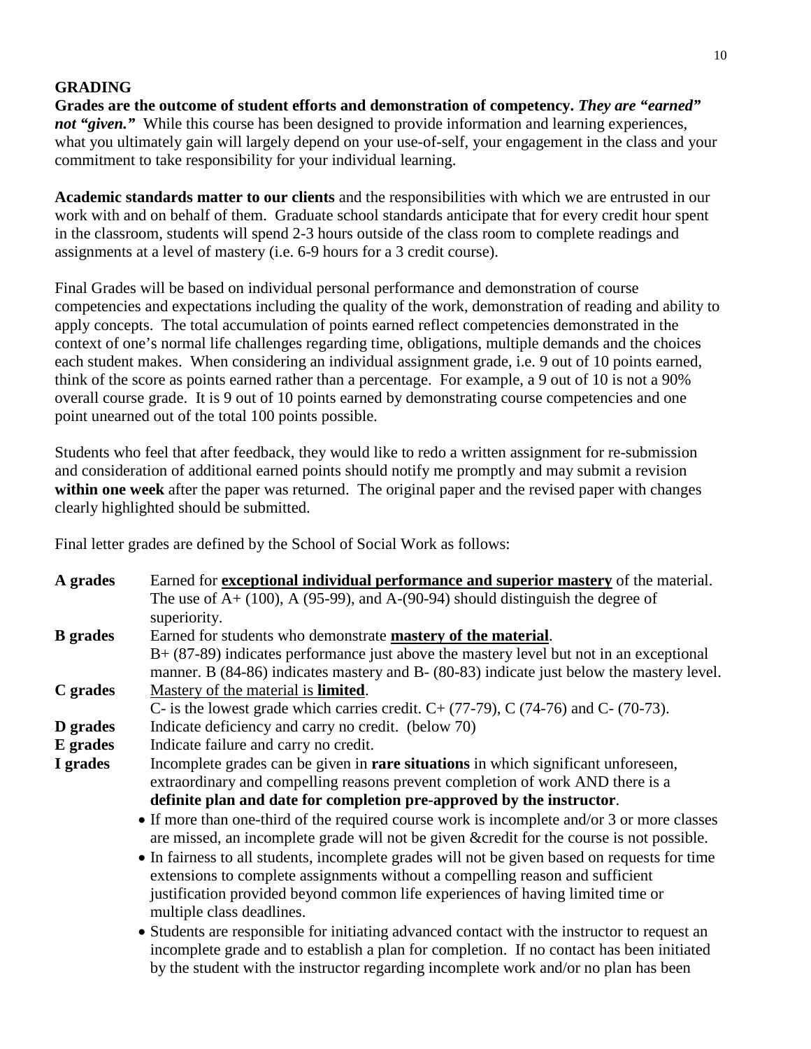## GRADING

**Grades are the outcome of student efforts and demonstration of competency. *They are "earned" not "given."*** While this course has been designed to provide information and learning experiences, what you ultimately gain will largely depend on your use-of-self, your engagement in the class and your commitment to take responsibility for your individual learning.

**Academic standards matter to our clients** and the responsibilities with which we are entrusted in our work with and on behalf of them. Graduate school standards anticipate that for every credit hour spent in the classroom, students will spend 2-3 hours outside of the class room to complete readings and assignments at a level of mastery (i.e. 6-9 hours for a 3 credit course).

Final Grades will be based on individual personal performance and demonstration of course competencies and expectations including the quality of the work, demonstration of reading and ability to apply concepts. The total accumulation of points earned reflect competencies demonstrated in the context of one's normal life challenges regarding time, obligations, multiple demands and the choices each student makes. When considering an individual assignment grade, i.e. 9 out of 10 points earned, think of the score as points earned rather than a percentage. For example, a 9 out of 10 is not a 90% overall course grade. It is 9 out of 10 points earned by demonstrating course competencies and one point unearned out of the total 100 points possible.

Students who feel that after feedback, they would like to redo a written assignment for re-submission and consideration of additional earned points should notify me promptly and may submit a revision **within one week** after the paper was returned. The original paper and the revised paper with changes clearly highlighted should be submitted.

Final letter grades are defined by the School of Social Work as follows:

**A grades** Earned for **<u>exceptional individual performance and superior mastery</u>** of the material. The use of A+ (100), A (95-99), and A-(90-94) should distinguish the degree of superiority.

**B grades** Earned for students who demonstrate **<u>mastery of the material</u>**. B+ (87-89) indicates performance just above the mastery level but not in an exceptional manner. B (84-86) indicates mastery and B- (80-83) indicate just below the mastery level.

**C grades** <u>Mastery of the material is **limited**</u>. C- is the lowest grade which carries credit. C+ (77-79), C (74-76) and C- (70-73).

**D grades** Indicate deficiency and carry no credit. (below 70)

**E grades** Indicate failure and carry no credit.

**I grades** Incomplete grades can be given in **rare situations** in which significant unforeseen, extraordinary and compelling reasons prevent completion of work AND there is a **definite plan and date for completion pre-approved by the instructor**.

- If more than one-third of the required course work is incomplete and/or 3 or more classes are missed, an incomplete grade will not be given &credit for the course is not possible.
- In fairness to all students, incomplete grades will not be given based on requests for time extensions to complete assignments without a compelling reason and sufficient justification provided beyond common life experiences of having limited time or multiple class deadlines.
- Students are responsible for initiating advanced contact with the instructor to request an incomplete grade and to establish a plan for completion. If no contact has been initiated by the student with the instructor regarding incomplete work and/or no plan has been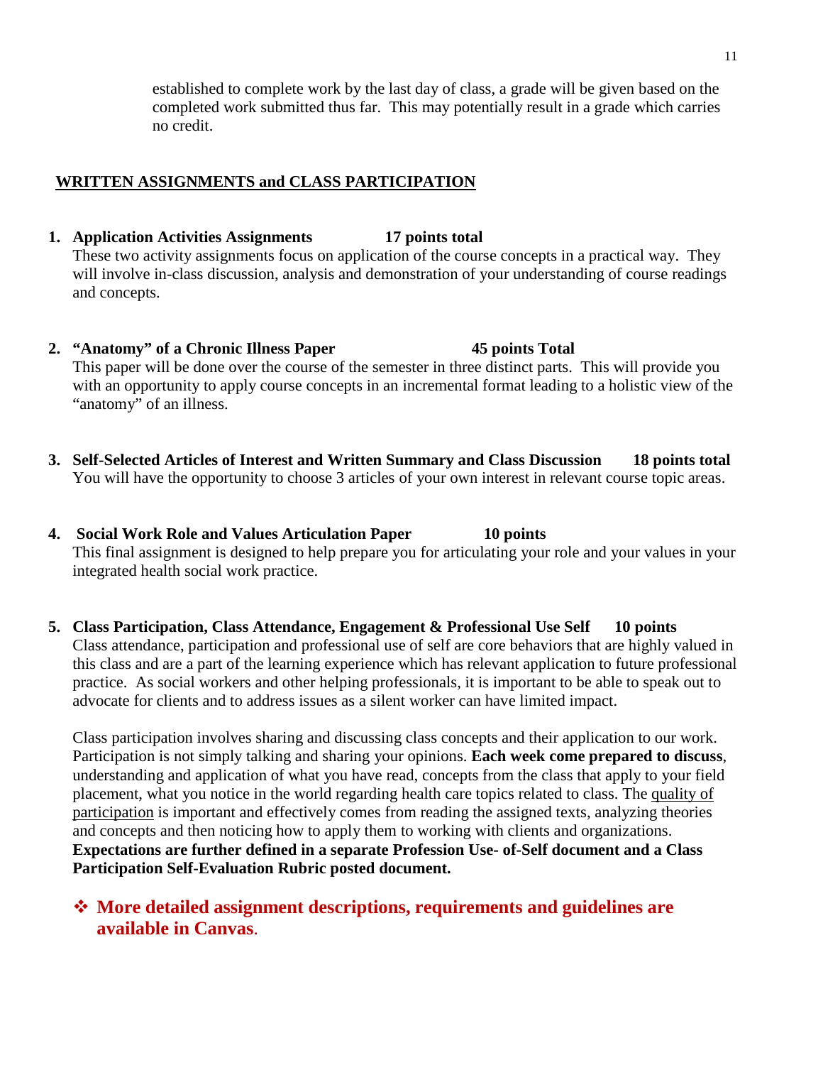established to complete work by the last day of class, a grade will be given based on the completed work submitted thus far. This may potentially result in a grade which carries no credit.

## WRITTEN ASSIGNMENTS and CLASS PARTICIPATION

1. **Application Activities Assignments 17 points total**
   These two activity assignments focus on application of the course concepts in a practical way. They will involve in-class discussion, analysis and demonstration of your understanding of course readings and concepts.

2. **"Anatomy" of a Chronic Illness Paper 45 points Total**
   This paper will be done over the course of the semester in three distinct parts. This will provide you with an opportunity to apply course concepts in an incremental format leading to a holistic view of the "anatomy" of an illness.

3. **Self-Selected Articles of Interest and Written Summary and Class Discussion 18 points total**
   You will have the opportunity to choose 3 articles of your own interest in relevant course topic areas.

4. **Social Work Role and Values Articulation Paper 10 points**
   This final assignment is designed to help prepare you for articulating your role and your values in your integrated health social work practice.

5. **Class Participation, Class Attendance, Engagement & Professional Use Self 10 points**
   Class attendance, participation and professional use of self are core behaviors that are highly valued in this class and are a part of the learning experience which has relevant application to future professional practice. As social workers and other helping professionals, it is important to be able to speak out to advocate for clients and to address issues as a silent worker can have limited impact.

   Class participation involves sharing and discussing class concepts and their application to our work. Participation is not simply talking and sharing your opinions. **Each week come prepared to discuss**, understanding and application of what you have read, concepts from the class that apply to your field placement, what you notice in the world regarding health care topics related to class. The quality of participation is important and effectively comes from reading the assigned texts, analyzing theories and concepts and then noticing how to apply them to working with clients and organizations. **Expectations are further defined in a separate Profession Use- of-Self document and a Class Participation Self-Evaluation Rubric posted document.**

- **More detailed assignment descriptions, requirements and guidelines are available in Canvas**.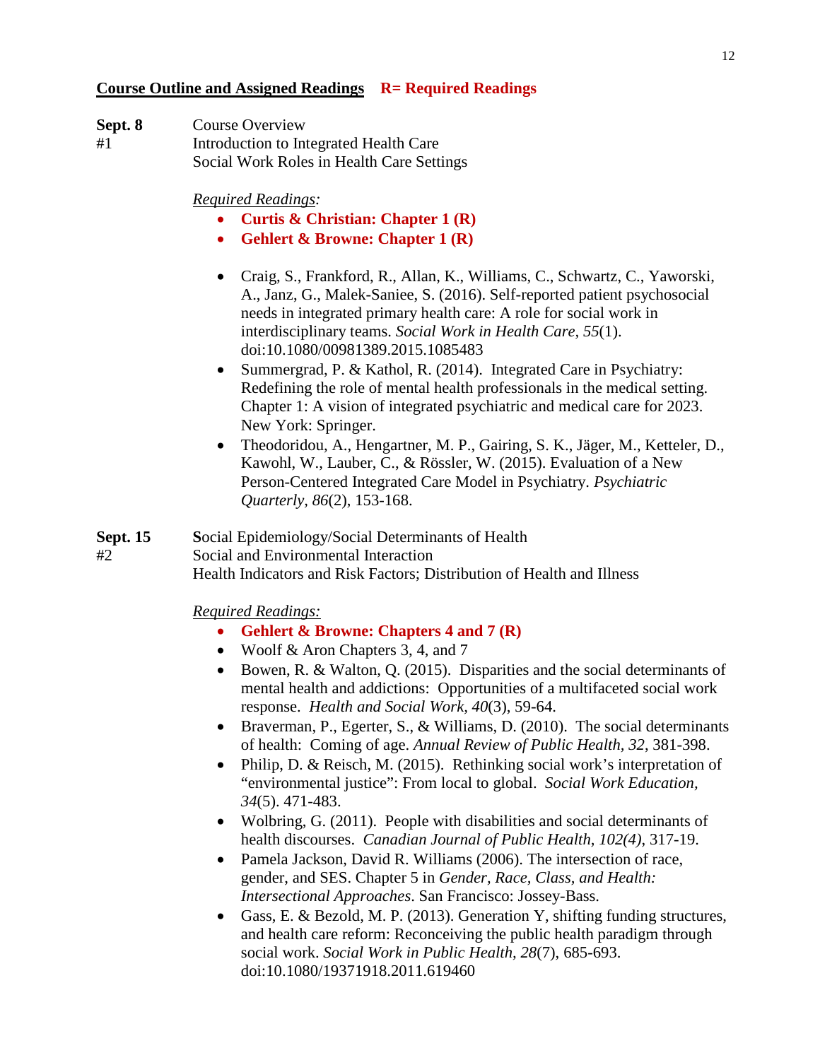**Course Outline and Assigned Readings** **R= Required Readings**

**Sept. 8** Course Overview
#1 Introduction to Integrated Health Care
Social Work Roles in Health Care Settings

*Required Readings:*

- **Curtis & Christian: Chapter 1 (R)**
- **Gehlert & Browne: Chapter 1 (R)**

- Craig, S., Frankford, R., Allan, K., Williams, C., Schwartz, C., Yaworski, A., Janz, G., Malek-Saniee, S. (2016). Self-reported patient psychosocial needs in integrated primary health care: A role for social work in interdisciplinary teams. *Social Work in Health Care, 55*(1). doi:10.1080/00981389.2015.1085483
- Summergrad, P. & Kathol, R. (2014). Integrated Care in Psychiatry: Redefining the role of mental health professionals in the medical setting. Chapter 1: A vision of integrated psychiatric and medical care for 2023. New York: Springer.
- Theodoridou, A., Hengartner, M. P., Gairing, S. K., Jäger, M., Ketteler, D., Kawohl, W., Lauber, C., & Rössler, W. (2015). Evaluation of a New Person-Centered Integrated Care Model in Psychiatry. *Psychiatric Quarterly, 86*(2), 153-168.

**Sept. 15** Social Epidemiology/Social Determinants of Health
#2 Social and Environmental Interaction
Health Indicators and Risk Factors; Distribution of Health and Illness

*Required Readings:*

- **Gehlert & Browne: Chapters 4 and 7 (R)**
- Woolf & Aron Chapters 3, 4, and 7
- Bowen, R. & Walton, Q. (2015). Disparities and the social determinants of mental health and addictions: Opportunities of a multifaceted social work response. *Health and Social Work, 40*(3), 59-64.
- Braverman, P., Egerter, S., & Williams, D. (2010). The social determinants of health: Coming of age. *Annual Review of Public Health, 32*, 381-398.
- Philip, D. & Reisch, M. (2015). Rethinking social work's interpretation of "environmental justice": From local to global. *Social Work Education, 34*(5). 471-483.
- Wolbring, G. (2011). People with disabilities and social determinants of health discourses. *Canadian Journal of Public Health, 102(4)*, 317-19.
- Pamela Jackson, David R. Williams (2006). The intersection of race, gender, and SES. Chapter 5 in *Gender, Race, Class, and Health: Intersectional Approaches*. San Francisco: Jossey-Bass.
- Gass, E. & Bezold, M. P. (2013). Generation Y, shifting funding structures, and health care reform: Reconceiving the public health paradigm through social work. *Social Work in Public Health, 28*(7), 685-693. doi:10.1080/19371918.2011.619460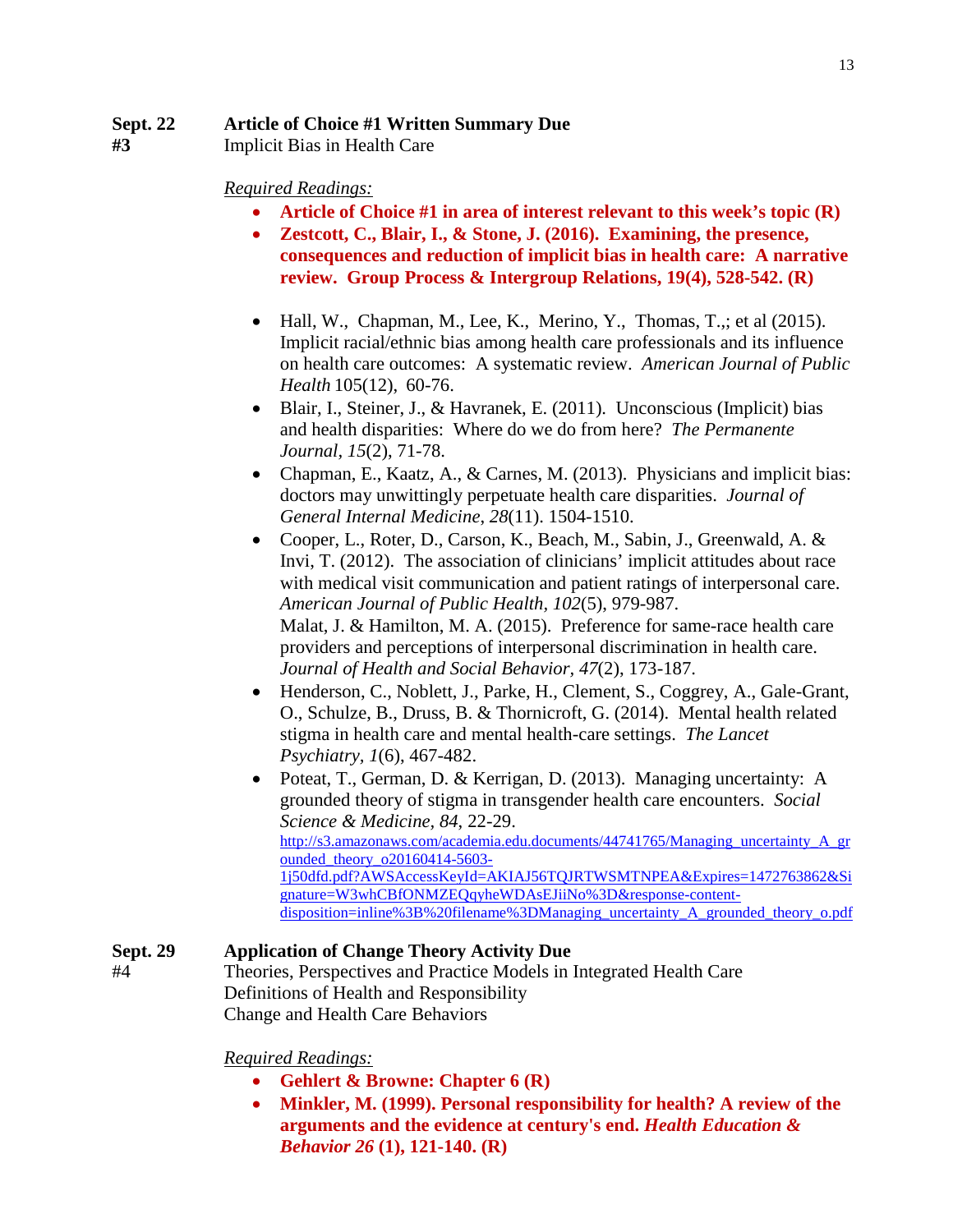**Sept. 22** **Article of Choice #1 Written Summary Due**
**#3** Implicit Bias in Health Care

*Required Readings:*

- **Article of Choice #1 in area of interest relevant to this week's topic (R)**
- **Zestcott, C., Blair, I., & Stone, J. (2016). Examining, the presence, consequences and reduction of implicit bias in health care: A narrative review. Group Process & Intergroup Relations, 19(4), 528-542. (R)**

- Hall, W., Chapman, M., Lee, K., Merino, Y., Thomas, T.,; et al (2015). Implicit racial/ethnic bias among health care professionals and its influence on health care outcomes: A systematic review. *American Journal of Public Health* 105(12), 60-76.
- Blair, I., Steiner, J., & Havranek, E. (2011). Unconscious (Implicit) bias and health disparities: Where do we do from here? *The Permanente Journal, 15*(2), 71-78.
- Chapman, E., Kaatz, A., & Carnes, M. (2013). Physicians and implicit bias: doctors may unwittingly perpetuate health care disparities. *Journal of General Internal Medicine, 28*(11). 1504-1510.
- Cooper, L., Roter, D., Carson, K., Beach, M., Sabin, J., Greenwald, A. & Invi, T. (2012). The association of clinicians' implicit attitudes about race with medical visit communication and patient ratings of interpersonal care. *American Journal of Public Health, 102*(5), 979-987.
  Malat, J. & Hamilton, M. A. (2015). Preference for same-race health care providers and perceptions of interpersonal discrimination in health care. *Journal of Health and Social Behavior, 47*(2), 173-187.
- Henderson, C., Noblett, J., Parke, H., Clement, S., Coggrey, A., Gale-Grant, O., Schulze, B., Druss, B. & Thornicroft, G. (2014). Mental health related stigma in health care and mental health-care settings. *The Lancet Psychiatry, 1*(6), 467-482.
- Poteat, T., German, D. & Kerrigan, D. (2013). Managing uncertainty: A grounded theory of stigma in transgender health care encounters. *Social Science & Medicine, 84*, 22-29. http://s3.amazonaws.com/academia.edu.documents/44741765/Managing_uncertainty_A_grounded_theory_o20160414-5603-1j50dfd.pdf?AWSAccessKeyId=AKIAJ56TQJRTWSMTNPEA&Expires=1472763862&Signature=W3whCBfONMZEQqyheWDAsEJiiNo%3D&response-content-disposition=inline%3B%20filename%3DManaging_uncertainty_A_grounded_theory_o.pdf

**Sept. 29** **Application of Change Theory Activity Due**
#4 Theories, Perspectives and Practice Models in Integrated Health Care
Definitions of Health and Responsibility
Change and Health Care Behaviors

*Required Readings:*

- **Gehlert & Browne: Chapter 6 (R)**
- **Minkler, M. (1999). Personal responsibility for health? A review of the arguments and the evidence at century's end. *Health Education & Behavior 26* (1), 121-140. (R)**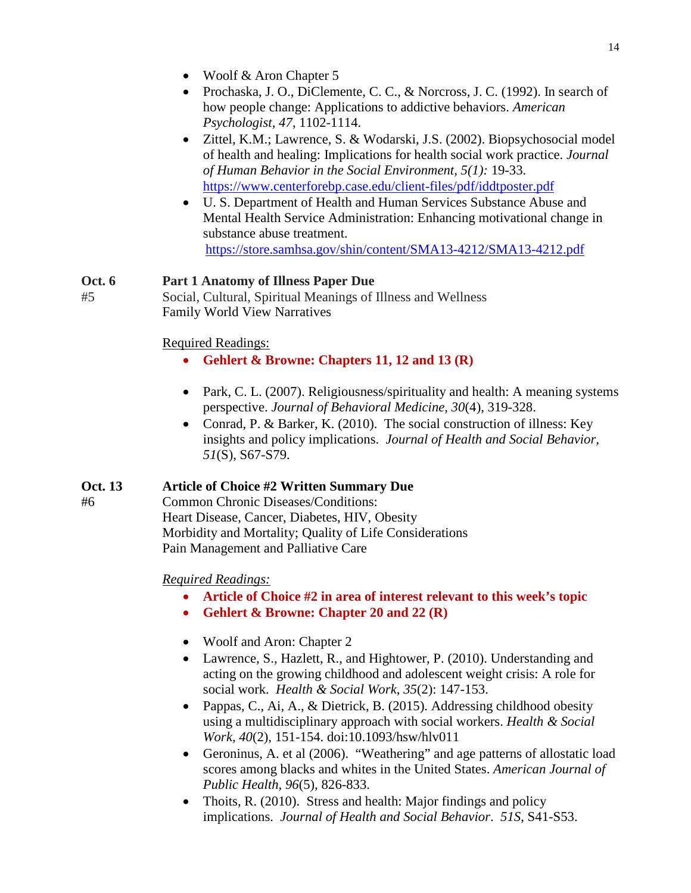- Woolf & Aron Chapter 5
- Prochaska, J. O., DiClemente, C. C., & Norcross, J. C. (1992). In search of how people change: Applications to addictive behaviors. *American Psychologist, 47*, 1102-1114.
- Zittel, K.M.; Lawrence, S. & Wodarski, J.S. (2002). Biopsychosocial model of health and healing: Implications for health social work practice. *Journal of Human Behavior in the Social Environment, 5(1):* 19-33. https://www.centerforebp.case.edu/client-files/pdf/iddtposter.pdf
- U. S. Department of Health and Human Services Substance Abuse and Mental Health Service Administration: Enhancing motivational change in substance abuse treatment. https://store.samhsa.gov/shin/content/SMA13-4212/SMA13-4212.pdf

**Oct. 6** **Part 1 Anatomy of Illness Paper Due**
#5 Social, Cultural, Spiritual Meanings of Illness and Wellness
Family World View Narratives

Required Readings:

- **Gehlert & Browne: Chapters 11, 12 and 13 (R)**

- Park, C. L. (2007). Religiousness/spirituality and health: A meaning systems perspective. *Journal of Behavioral Medicine, 30*(4), 319-328.
- Conrad, P. & Barker, K. (2010). The social construction of illness: Key insights and policy implications. *Journal of Health and Social Behavior, 51*(S), S67-S79.

**Oct. 13** **Article of Choice #2 Written Summary Due**
#6 Common Chronic Diseases/Conditions:
Heart Disease, Cancer, Diabetes, HIV, Obesity
Morbidity and Mortality; Quality of Life Considerations
Pain Management and Palliative Care

*Required Readings:*

- **Article of Choice #2 in area of interest relevant to this week's topic**
- **Gehlert & Browne: Chapter 20 and 22 (R)**

- Woolf and Aron: Chapter 2
- Lawrence, S., Hazlett, R., and Hightower, P. (2010). Understanding and acting on the growing childhood and adolescent weight crisis: A role for social work. *Health & Social Work, 35*(2): 147-153.
- Pappas, C., Ai, A., & Dietrick, B. (2015). Addressing childhood obesity using a multidisciplinary approach with social workers. *Health & Social Work, 40*(2), 151-154. doi:10.1093/hsw/hlv011
- Geroninus, A. et al (2006). "Weathering" and age patterns of allostatic load scores among blacks and whites in the United States. *American Journal of Public Health, 96*(5), 826-833.
- Thoits, R. (2010). Stress and health: Major findings and policy implications. *Journal of Health and Social Behavior. 51S*, S41-S53.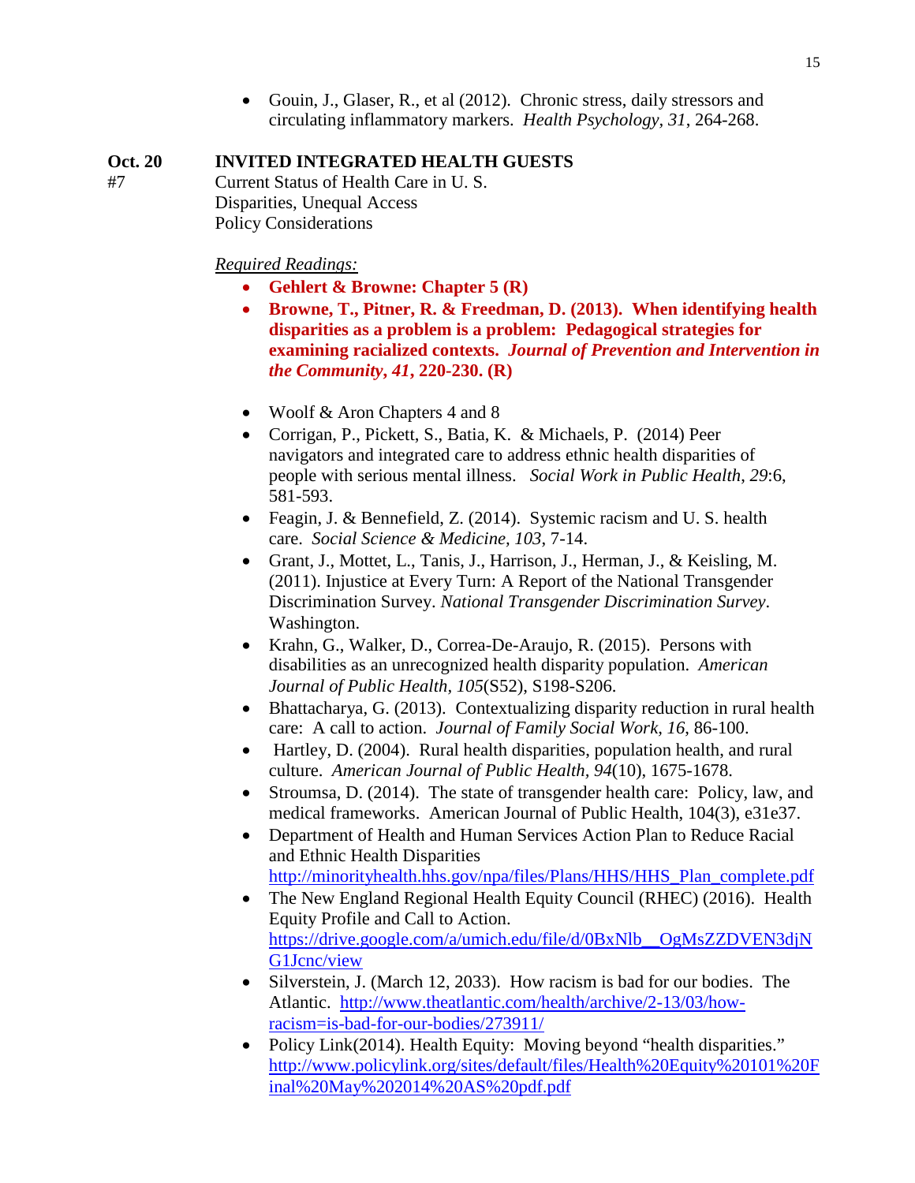- Gouin, J., Glaser, R., et al (2012). Chronic stress, daily stressors and circulating inflammatory markers. *Health Psychology, 31*, 264-268.

**Oct. 20** &nbsp;&nbsp;&nbsp; **INVITED INTEGRATED HEALTH GUESTS**
#7 &nbsp;&nbsp;&nbsp; Current Status of Health Care in U. S.
Disparities, Unequal Access
Policy Considerations

*Required Readings:*

- **Gehlert & Browne: Chapter 5 (R)**
- **Browne, T., Pitner, R. & Freedman, D. (2013). When identifying health disparities as a problem is a problem: Pedagogical strategies for examining racialized contexts. *Journal of Prevention and Intervention in the Community*, *41*, 220-230. (R)**

- Woolf & Aron Chapters 4 and 8
- Corrigan, P., Pickett, S., Batia, K. & Michaels, P. (2014) Peer navigators and integrated care to address ethnic health disparities of people with serious mental illness. *Social Work in Public Health*, *29*:6, 581-593.
- Feagin, J. & Bennefield, Z. (2014). Systemic racism and U. S. health care. *Social Science & Medicine, 103*, 7-14.
- Grant, J., Mottet, L., Tanis, J., Harrison, J., Herman, J., & Keisling, M. (2011). Injustice at Every Turn: A Report of the National Transgender Discrimination Survey. *National Transgender Discrimination Survey*. Washington.
- Krahn, G., Walker, D., Correa-De-Araujo, R. (2015). Persons with disabilities as an unrecognized health disparity population. *American Journal of Public Health*, *105*(S52), S198-S206.
- Bhattacharya, G. (2013). Contextualizing disparity reduction in rural health care: A call to action. *Journal of Family Social Work*, *16*, 86-100.
- Hartley, D. (2004). Rural health disparities, population health, and rural culture. *American Journal of Public Health, 94*(10), 1675-1678.
- Stroumsa, D. (2014). The state of transgender health care: Policy, law, and medical frameworks. American Journal of Public Health, 104(3), e31e37.
- Department of Health and Human Services Action Plan to Reduce Racial and Ethnic Health Disparities http://minorityhealth.hhs.gov/npa/files/Plans/HHS/HHS_Plan_complete.pdf
- The New England Regional Health Equity Council (RHEC) (2016). Health Equity Profile and Call to Action. https://drive.google.com/a/umich.edu/file/d/0BxNlb__OgMsZZDVEN3djNG1Jcnc/view
- Silverstein, J. (March 12, 2033). How racism is bad for our bodies. The Atlantic. http://www.theatlantic.com/health/archive/2-13/03/how-racism=is-bad-for-our-bodies/273911/
- Policy Link(2014). Health Equity: Moving beyond "health disparities." http://www.policylink.org/sites/default/files/Health%20Equity%20101%20Final%20May%202014%20AS%20pdf.pdf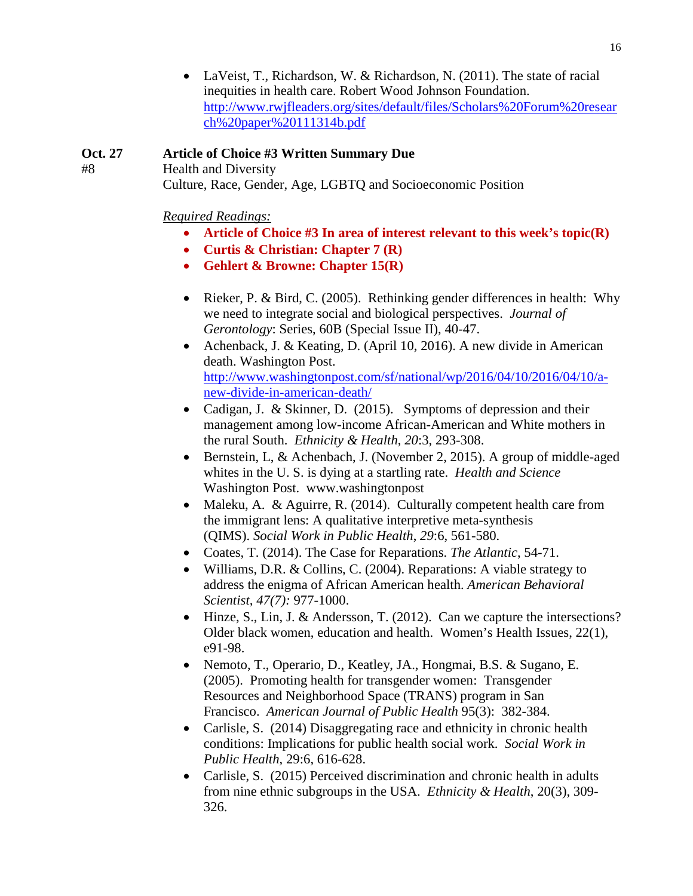- LaVeist, T., Richardson, W. & Richardson, N. (2011). The state of racial inequities in health care. Robert Wood Johnson Foundation. http://www.rwjfleaders.org/sites/default/files/Scholars%20Forum%20research%20paper%20111314b.pdf

**Oct. 27** **Article of Choice #3 Written Summary Due**

#8 Health and Diversity

Culture, Race, Gender, Age, LGBTQ and Socioeconomic Position

*Required Readings:*

- **Article of Choice #3 In area of interest relevant to this week's topic(R)**
- **Curtis & Christian: Chapter 7 (R)**
- **Gehlert & Browne: Chapter 15(R)**

- Rieker, P. & Bird, C. (2005). Rethinking gender differences in health: Why we need to integrate social and biological perspectives. *Journal of Gerontology*: Series, 60B (Special Issue II), 40-47.
- Achenback, J. & Keating, D. (April 10, 2016). A new divide in American death. Washington Post. http://www.washingtonpost.com/sf/national/wp/2016/04/10/2016/04/10/a-new-divide-in-american-death/
- Cadigan, J. & Skinner, D. (2015). Symptoms of depression and their management among low-income African-American and White mothers in the rural South. *Ethnicity & Health*, *20*:3, 293-308.
- Bernstein, L, & Achenbach, J. (November 2, 2015). A group of middle-aged whites in the U. S. is dying at a startling rate. *Health and Science* Washington Post. www.washingtonpost
- Maleku, A. & Aguirre, R. (2014). Culturally competent health care from the immigrant lens: A qualitative interpretive meta-synthesis (QIMS). *Social Work in Public Health*, *29*:6, 561-580.
- Coates, T. (2014). The Case for Reparations. *The Atlantic*, 54-71.
- Williams, D.R. & Collins, C. (2004). Reparations: A viable strategy to address the enigma of African American health. *American Behavioral Scientist, 47(7):* 977-1000.
- Hinze, S., Lin, J. & Andersson, T. (2012). Can we capture the intersections? Older black women, education and health. Women's Health Issues, 22(1), e91-98.
- Nemoto, T., Operario, D., Keatley, JA., Hongmai, B.S. & Sugano, E. (2005). Promoting health for transgender women: Transgender Resources and Neighborhood Space (TRANS) program in San Francisco. *American Journal of Public Health* 95(3): 382-384.
- Carlisle, S. (2014) Disaggregating race and ethnicity in chronic health conditions: Implications for public health social work. *Social Work in Public Health*, 29:6, 616-628.
- Carlisle, S. (2015) Perceived discrimination and chronic health in adults from nine ethnic subgroups in the USA. *Ethnicity & Health*, 20(3), 309-326.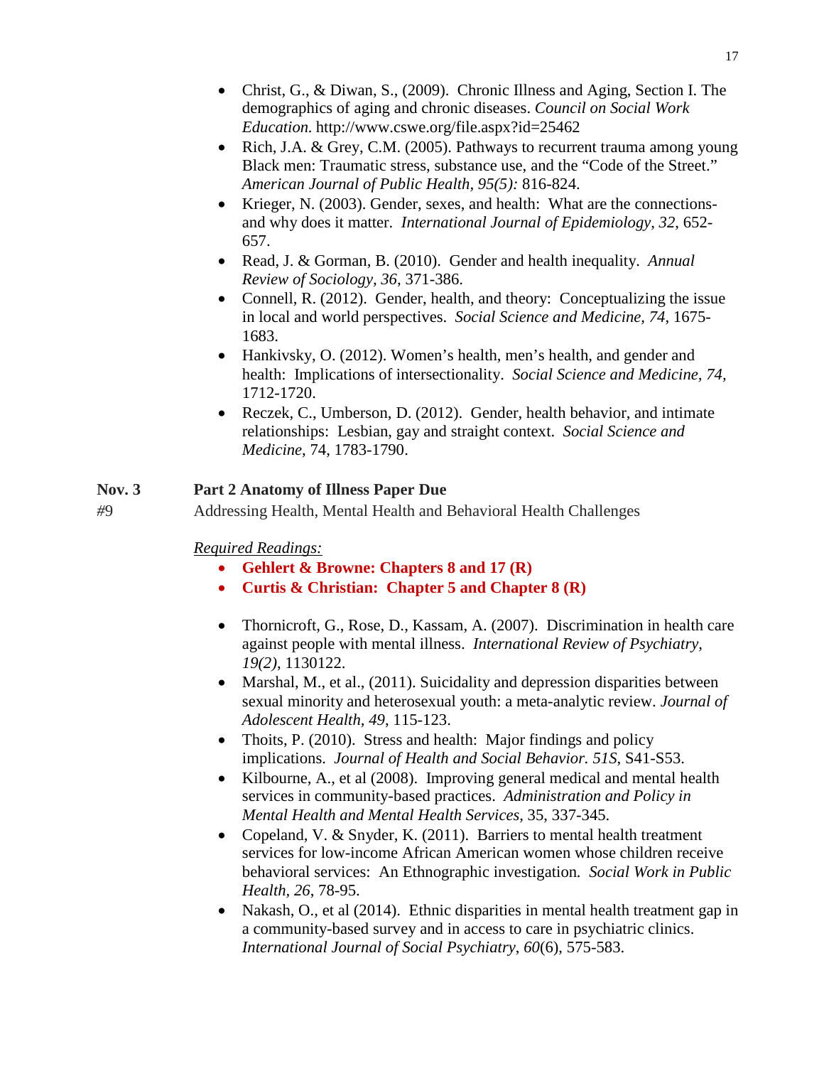- Christ, G., & Diwan, S., (2009). Chronic Illness and Aging, Section I. The demographics of aging and chronic diseases. *Council on Social Work Education.* http://www.cswe.org/file.aspx?id=25462
- Rich, J.A. & Grey, C.M. (2005). Pathways to recurrent trauma among young Black men: Traumatic stress, substance use, and the "Code of the Street." *American Journal of Public Health, 95(5):* 816-824.
- Krieger, N. (2003). Gender, sexes, and health: What are the connections- and why does it matter. *International Journal of Epidemiology, 32*, 652-657.
- Read, J. & Gorman, B. (2010). Gender and health inequality. *Annual Review of Sociology, 36*, 371-386.
- Connell, R. (2012). Gender, health, and theory: Conceptualizing the issue in local and world perspectives. *Social Science and Medicine, 74*, 1675-1683.
- Hankivsky, O. (2012). Women's health, men's health, and gender and health: Implications of intersectionality. *Social Science and Medicine, 74,* 1712-1720.
- Reczek, C., Umberson, D. (2012). Gender, health behavior, and intimate relationships: Lesbian, gay and straight context. *Social Science and Medicine*, 74, 1783-1790.

**Nov. 3** **Part 2 Anatomy of Illness Paper Due**

#9 Addressing Health, Mental Health and Behavioral Health Challenges

*Required Readings:*

- **Gehlert & Browne: Chapters 8 and 17 (R)**
- **Curtis & Christian: Chapter 5 and Chapter 8 (R)**

- Thornicroft, G., Rose, D., Kassam, A. (2007). Discrimination in health care against people with mental illness. *International Review of Psychiatry, 19(2)*, 1130122.
- Marshal, M., et al., (2011). Suicidality and depression disparities between sexual minority and heterosexual youth: a meta-analytic review. *Journal of Adolescent Health, 49*, 115-123.
- Thoits, P. (2010). Stress and health: Major findings and policy implications. *Journal of Health and Social Behavior. 51S*, S41-S53.
- Kilbourne, A., et al (2008). Improving general medical and mental health services in community-based practices. *Administration and Policy in Mental Health and Mental Health Services,* 35, 337-345.
- Copeland, V. & Snyder, K. (2011). Barriers to mental health treatment services for low-income African American women whose children receive behavioral services: An Ethnographic investigation. *Social Work in Public Health, 26,* 78-95.
- Nakash, O., et al (2014). Ethnic disparities in mental health treatment gap in a community-based survey and in access to care in psychiatric clinics. *International Journal of Social Psychiatry, 60*(6), 575-583.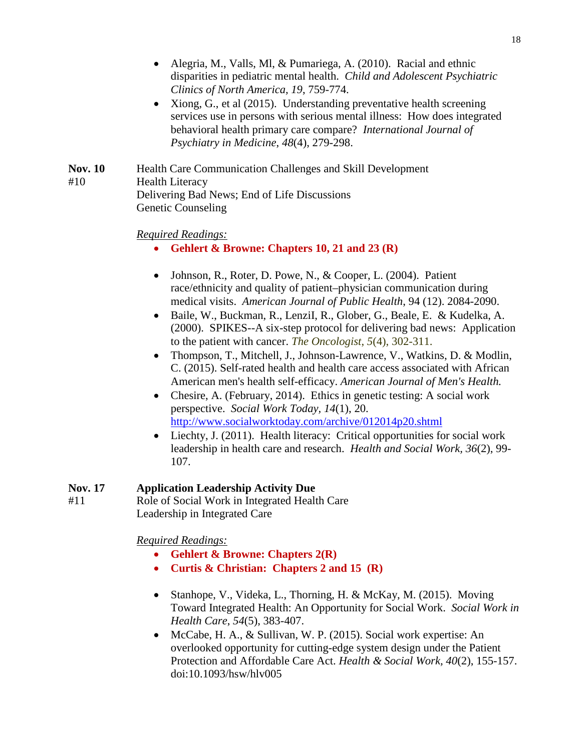- Alegria, M., Valls, Ml, & Pumariega, A. (2010). Racial and ethnic disparities in pediatric mental health. *Child and Adolescent Psychiatric Clinics of North America*, *19*, 759-774.
- Xiong, G., et al (2015). Understanding preventative health screening services use in persons with serious mental illness: How does integrated behavioral health primary care compare? *International Journal of Psychiatry in Medicine*, *48*(4), 279-298.

**Nov. 10** Health Care Communication Challenges and Skill Development
#10 Health Literacy
Delivering Bad News; End of Life Discussions
Genetic Counseling

*Required Readings:*

- **Gehlert & Browne: Chapters 10, 21 and 23 (R)**

- Johnson, R., Roter, D. Powe, N., & Cooper, L. (2004). Patient race/ethnicity and quality of patient–physician communication during medical visits. *American Journal of Public Health*, 94 (12). 2084-2090.
- Baile, W., Buckman, R., LenziI, R., Glober, G., Beale, E. & Kudelka, A. (2000). SPIKES--A six-step protocol for delivering bad news: Application to the patient with cancer. *The Oncologist*, *5*(4), 302-311.
- Thompson, T., Mitchell, J., Johnson-Lawrence, V., Watkins, D. & Modlin, C. (2015). Self-rated health and health care access associated with African American men's health self-efficacy. *American Journal of Men's Health.*
- Chesire, A. (February, 2014). Ethics in genetic testing: A social work perspective. *Social Work Today*, *14*(1), 20. http://www.socialworktoday.com/archive/012014p20.shtml
- Liechty, J. (2011). Health literacy: Critical opportunities for social work leadership in health care and research. *Health and Social Work*, *36*(2), 99-107.

**Nov. 17** **Application Leadership Activity Due**
#11 Role of Social Work in Integrated Health Care
Leadership in Integrated Care

*Required Readings:*

- **Gehlert & Browne: Chapters 2(R)**
- **Curtis & Christian: Chapters 2 and 15 (R)**

- Stanhope, V., Videka, L., Thorning, H. & McKay, M. (2015). Moving Toward Integrated Health: An Opportunity for Social Work. *Social Work in Health Care*, *54*(5), 383-407.
- McCabe, H. A., & Sullivan, W. P. (2015). Social work expertise: An overlooked opportunity for cutting-edge system design under the Patient Protection and Affordable Care Act. *Health & Social Work*, *40*(2), 155-157. doi:10.1093/hsw/hlv005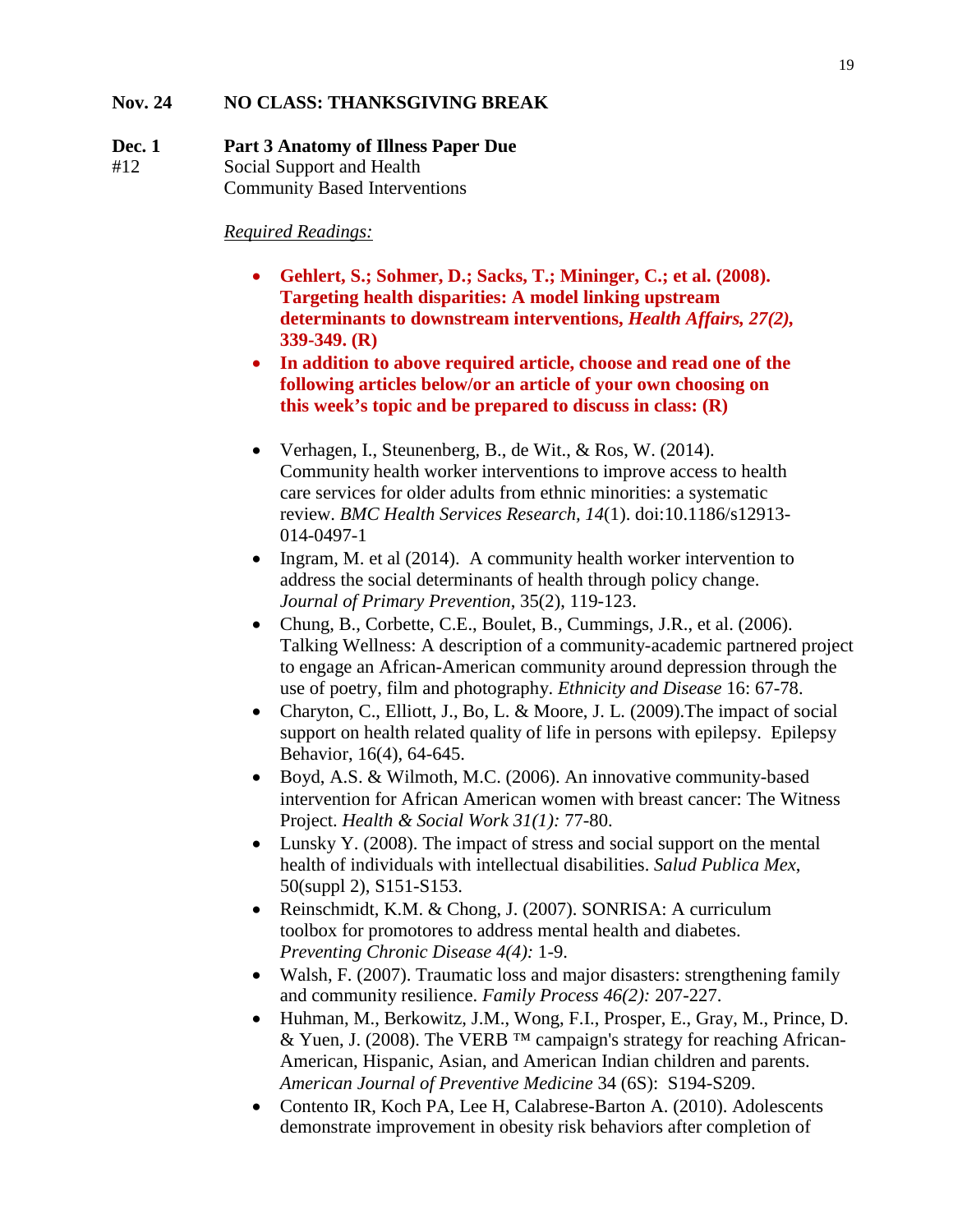**Nov. 24 NO CLASS: THANKSGIVING BREAK**

**Dec. 1 Part 3 Anatomy of Illness Paper Due**
#12 Social Support and Health
Community Based Interventions

<u>*Required Readings:*</u>

- **Gehlert, S.; Sohmer, D.; Sacks, T.; Mininger, C.; et al. (2008). Targeting health disparities: A model linking upstream determinants to downstream interventions, *Health Affairs, 27(2),* 339-349. (R)**
- **In addition to above required article, choose and read one of the following articles below/or an article of your own choosing on this week's topic and be prepared to discuss in class: (R)**

- Verhagen, I., Steunenberg, B., de Wit., & Ros, W. (2014). Community health worker interventions to improve access to health care services for older adults from ethnic minorities: a systematic review. *BMC Health Services Research, 14*(1). doi:10.1186/s12913-014-0497-1
- Ingram, M. et al (2014). A community health worker intervention to address the social determinants of health through policy change. *Journal of Primary Prevention*, 35(2), 119-123.
- Chung, B., Corbette, C.E., Boulet, B., Cummings, J.R., et al. (2006). Talking Wellness: A description of a community-academic partnered project to engage an African-American community around depression through the use of poetry, film and photography. *Ethnicity and Disease* 16: 67-78.
- Charyton, C., Elliott, J., Bo, L. & Moore, J. L. (2009).The impact of social support on health related quality of life in persons with epilepsy. Epilepsy Behavior, 16(4), 64-645.
- Boyd, A.S. & Wilmoth, M.C. (2006). An innovative community-based intervention for African American women with breast cancer: The Witness Project. *Health & Social Work 31(1):* 77-80.
- Lunsky Y. (2008). The impact of stress and social support on the mental health of individuals with intellectual disabilities. *Salud Publica Mex*, 50(suppl 2), S151-S153.
- Reinschmidt, K.M. & Chong, J. (2007). SONRISA: A curriculum toolbox for promotores to address mental health and diabetes. *Preventing Chronic Disease 4(4):* 1-9.
- Walsh, F. (2007). Traumatic loss and major disasters: strengthening family and community resilience. *Family Process 46(2):* 207-227.
- Huhman, M., Berkowitz, J.M., Wong, F.I., Prosper, E., Gray, M., Prince, D. & Yuen, J. (2008). The VERB ™ campaign's strategy for reaching African-American, Hispanic, Asian, and American Indian children and parents. *American Journal of Preventive Medicine* 34 (6S): S194-S209.
- Contento IR, Koch PA, Lee H, Calabrese-Barton A. (2010). Adolescents demonstrate improvement in obesity risk behaviors after completion of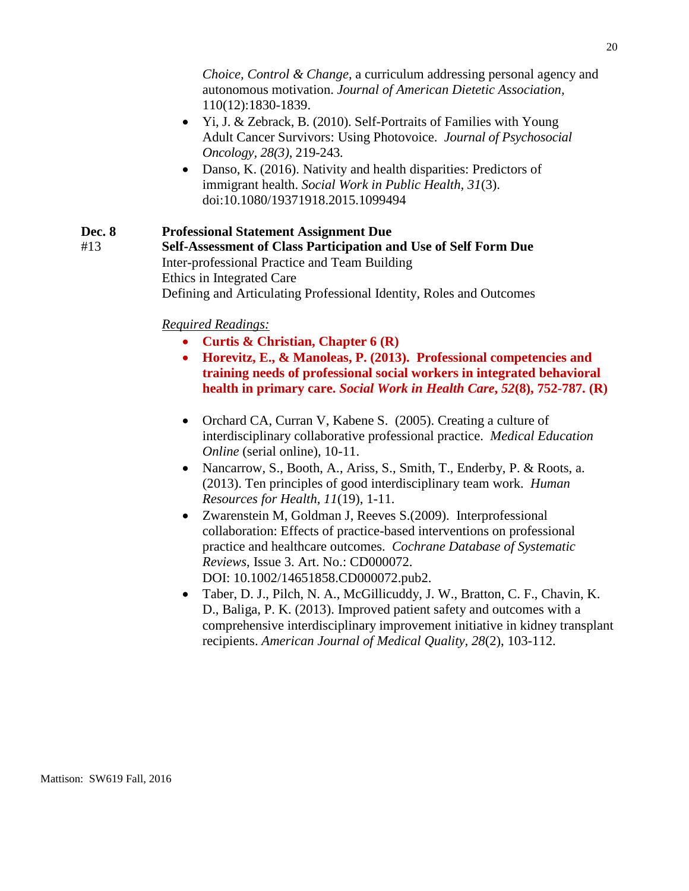*Choice, Control & Change,* a curriculum addressing personal agency and autonomous motivation. *Journal of American Dietetic Association,* 110(12):1830-1839.

- Yi, J. & Zebrack, B. (2010). Self-Portraits of Families with Young Adult Cancer Survivors: Using Photovoice. *Journal of Psychosocial Oncology, 28(3),* 219-243.
- Danso, K. (2016). Nativity and health disparities: Predictors of immigrant health. *Social Work in Public Health, 31*(3). doi:10.1080/19371918.2015.1099494

**Dec. 8** **Professional Statement Assignment Due**
#13 **Self-Assessment of Class Participation and Use of Self Form Due**
Inter-professional Practice and Team Building
Ethics in Integrated Care
Defining and Articulating Professional Identity, Roles and Outcomes

Required Readings:

- **Curtis & Christian, Chapter 6 (R)**
- **Horevitz, E., & Manoleas, P. (2013). Professional competencies and training needs of professional social workers in integrated behavioral health in primary care. *Social Work in Health Care, 52*(8), 752-787. (R)**

- Orchard CA, Curran V, Kabene S. (2005). Creating a culture of interdisciplinary collaborative professional practice. *Medical Education Online* (serial online), 10-11.
- Nancarrow, S., Booth, A., Ariss, S., Smith, T., Enderby, P. & Roots, a. (2013). Ten principles of good interdisciplinary team work. *Human Resources for Health*, *11*(19), 1-11.
- Zwarenstein M, Goldman J, Reeves S.(2009). Interprofessional collaboration: Effects of practice-based interventions on professional practice and healthcare outcomes. *Cochrane Database of Systematic Reviews*, Issue 3. Art. No.: CD000072. DOI: 10.1002/14651858.CD000072.pub2.
- Taber, D. J., Pilch, N. A., McGillicuddy, J. W., Bratton, C. F., Chavin, K. D., Baliga, P. K. (2013). Improved patient safety and outcomes with a comprehensive interdisciplinary improvement initiative in kidney transplant recipients. *American Journal of Medical Quality*, *28*(2), 103-112.